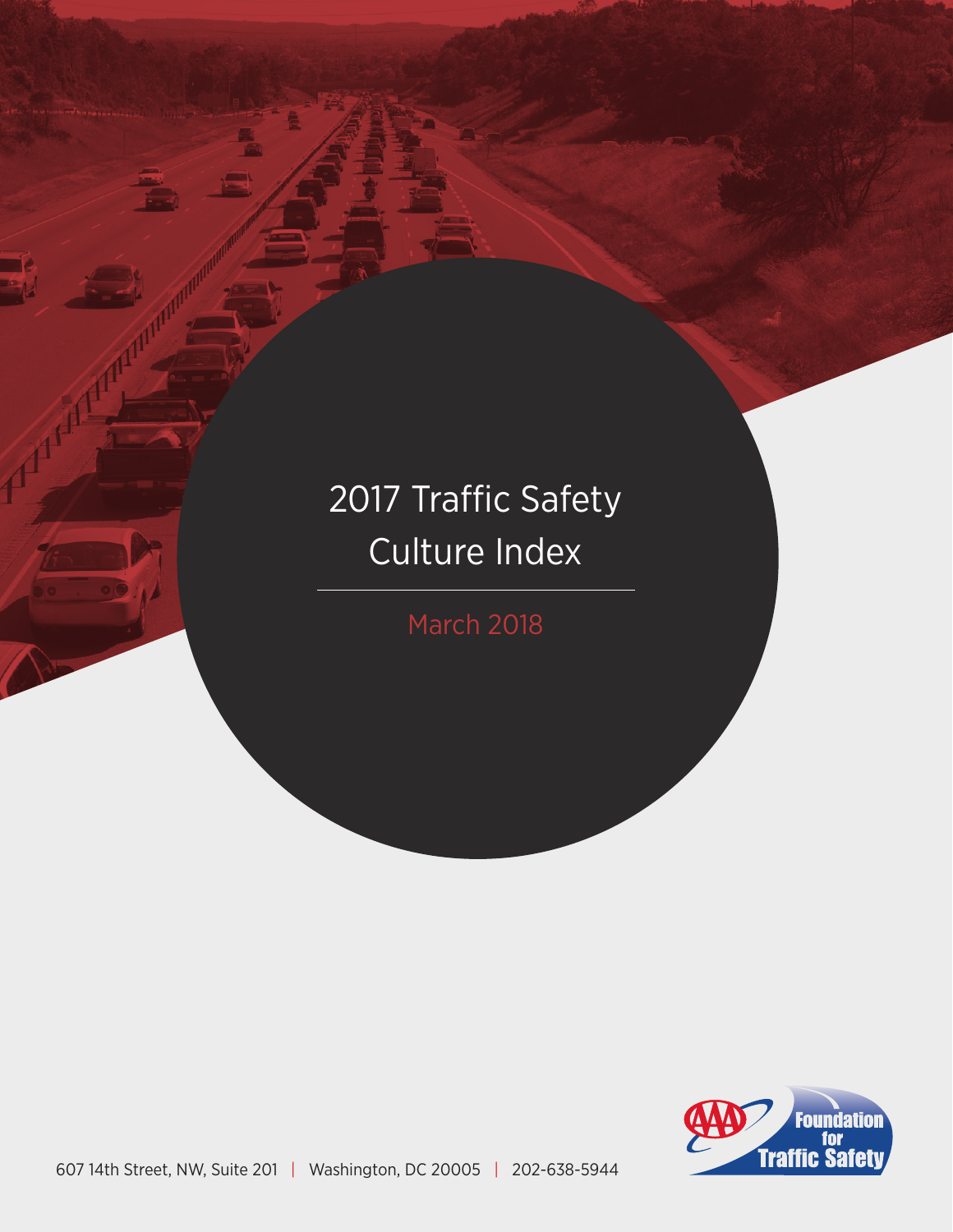# 2017 Traffic Safety Culture Index

March 2018

AAA Foundation for Traffic Safety

607 14th Street, NW, Suite 201 | Washington, DC 20005 | 202-638-5944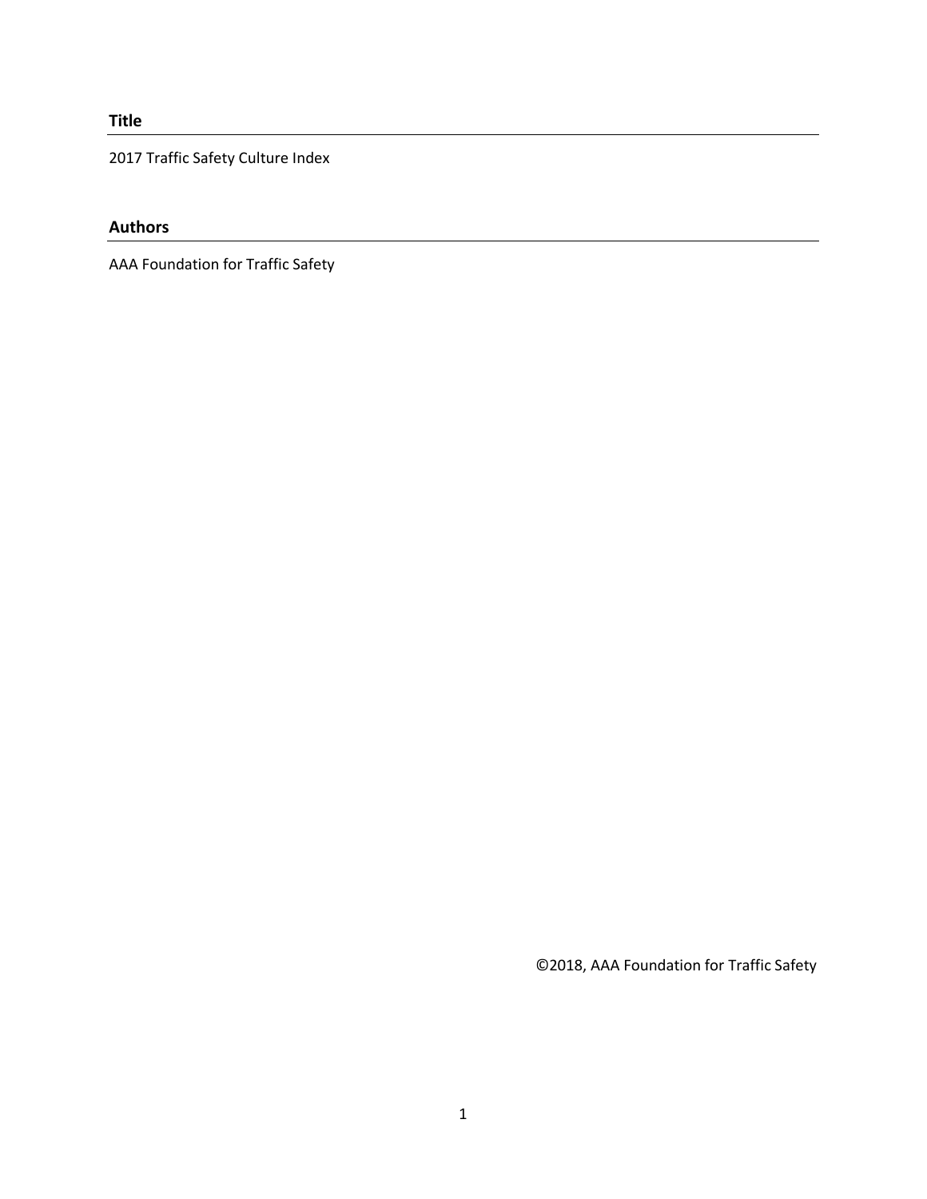**Title**

2017 Traffic Safety Culture Index

**Authors**

AAA Foundation for Traffic Safety

©2018, AAA Foundation for Traffic Safety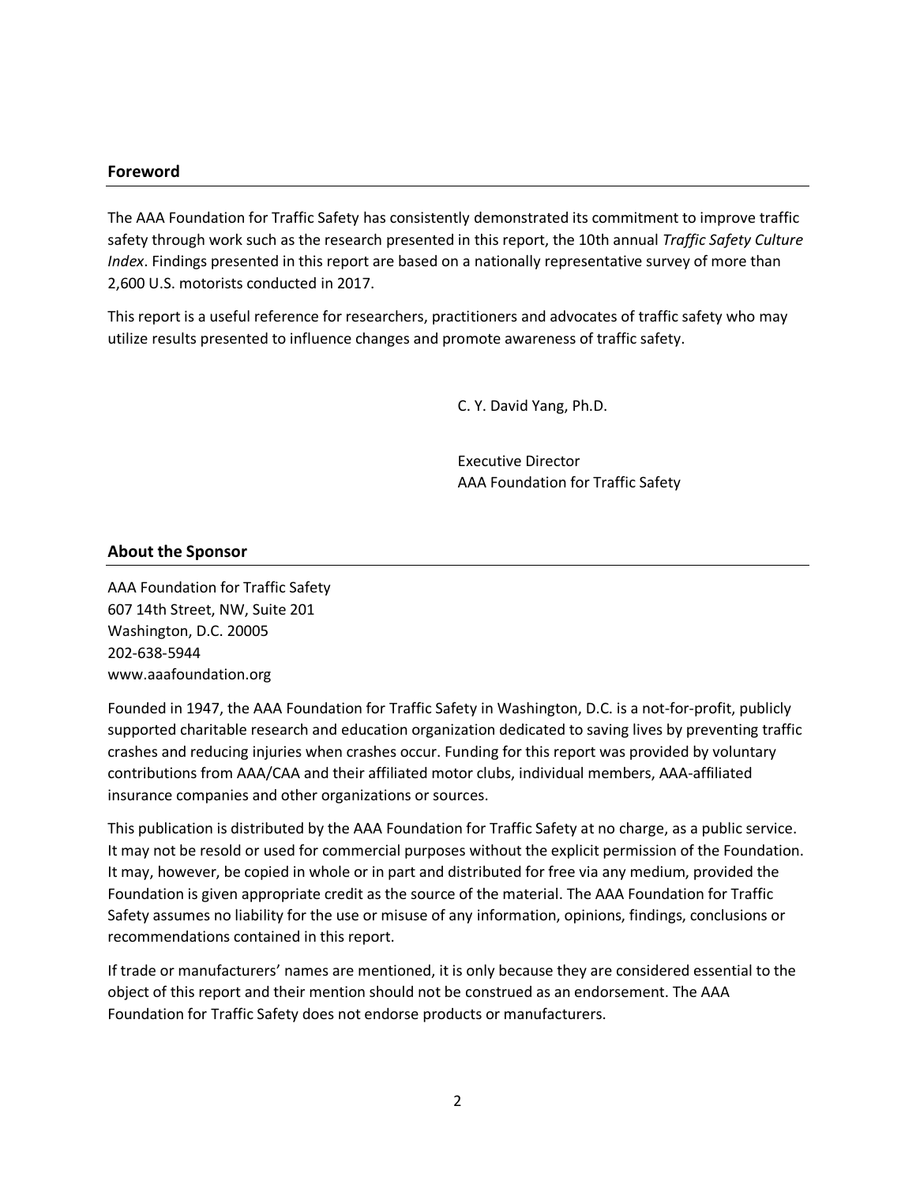## Foreword

The AAA Foundation for Traffic Safety has consistently demonstrated its commitment to improve traffic safety through work such as the research presented in this report, the 10th annual *Traffic Safety Culture Index*. Findings presented in this report are based on a nationally representative survey of more than 2,600 U.S. motorists conducted in 2017.

This report is a useful reference for researchers, practitioners and advocates of traffic safety who may utilize results presented to influence changes and promote awareness of traffic safety.

C. Y. David Yang, Ph.D.

Executive Director
AAA Foundation for Traffic Safety

## About the Sponsor

AAA Foundation for Traffic Safety
607 14th Street, NW, Suite 201
Washington, D.C. 20005
202-638-5944
www.aaafoundation.org

Founded in 1947, the AAA Foundation for Traffic Safety in Washington, D.C. is a not-for-profit, publicly supported charitable research and education organization dedicated to saving lives by preventing traffic crashes and reducing injuries when crashes occur. Funding for this report was provided by voluntary contributions from AAA/CAA and their affiliated motor clubs, individual members, AAA-affiliated insurance companies and other organizations or sources.

This publication is distributed by the AAA Foundation for Traffic Safety at no charge, as a public service. It may not be resold or used for commercial purposes without the explicit permission of the Foundation. It may, however, be copied in whole or in part and distributed for free via any medium, provided the Foundation is given appropriate credit as the source of the material. The AAA Foundation for Traffic Safety assumes no liability for the use or misuse of any information, opinions, findings, conclusions or recommendations contained in this report.

If trade or manufacturers' names are mentioned, it is only because they are considered essential to the object of this report and their mention should not be construed as an endorsement. The AAA Foundation for Traffic Safety does not endorse products or manufacturers.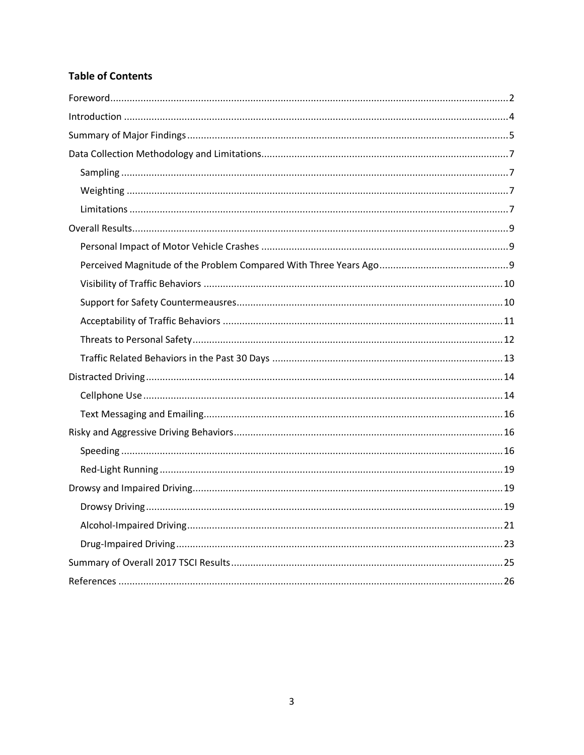## Table of Contents

Foreword ........................................................................................................................................ 2

Introduction .................................................................................................................................... 4

Summary of Major Findings ............................................................................................................ 5

Data Collection Methodology and Limitations ................................................................................ 7

- Sampling ................................................................................................................................... 7
- Weighting ................................................................................................................................. 7
- Limitations ................................................................................................................................ 7

Overall Results ................................................................................................................................ 9

- Personal Impact of Motor Vehicle Crashes ................................................................................ 9
- Perceived Magnitude of the Problem Compared With Three Years Ago ...................................... 9
- Visibility of Traffic Behaviors .................................................................................................. 10
- Support for Safety Countermeausres ....................................................................................... 10
- Acceptability of Traffic Behaviors ........................................................................................... 11
- Threats to Personal Safety ....................................................................................................... 12
- Traffic Related Behaviors in the Past 30 Days .......................................................................... 13

Distracted Driving ......................................................................................................................... 14

- Cellphone Use ......................................................................................................................... 14
- Text Messaging and Emailing ................................................................................................... 16

Risky and Aggressive Driving Behaviors ........................................................................................ 16

- Speeding ................................................................................................................................. 16
- Red-Light Running ................................................................................................................... 19

Drowsy and Impaired Driving ........................................................................................................ 19

- Drowsy Driving ........................................................................................................................ 19
- Alcohol-Impaired Driving ......................................................................................................... 21
- Drug-Impaired Driving ............................................................................................................. 23

Summary of Overall 2017 TSCI Results ......................................................................................... 25

References .................................................................................................................................... 26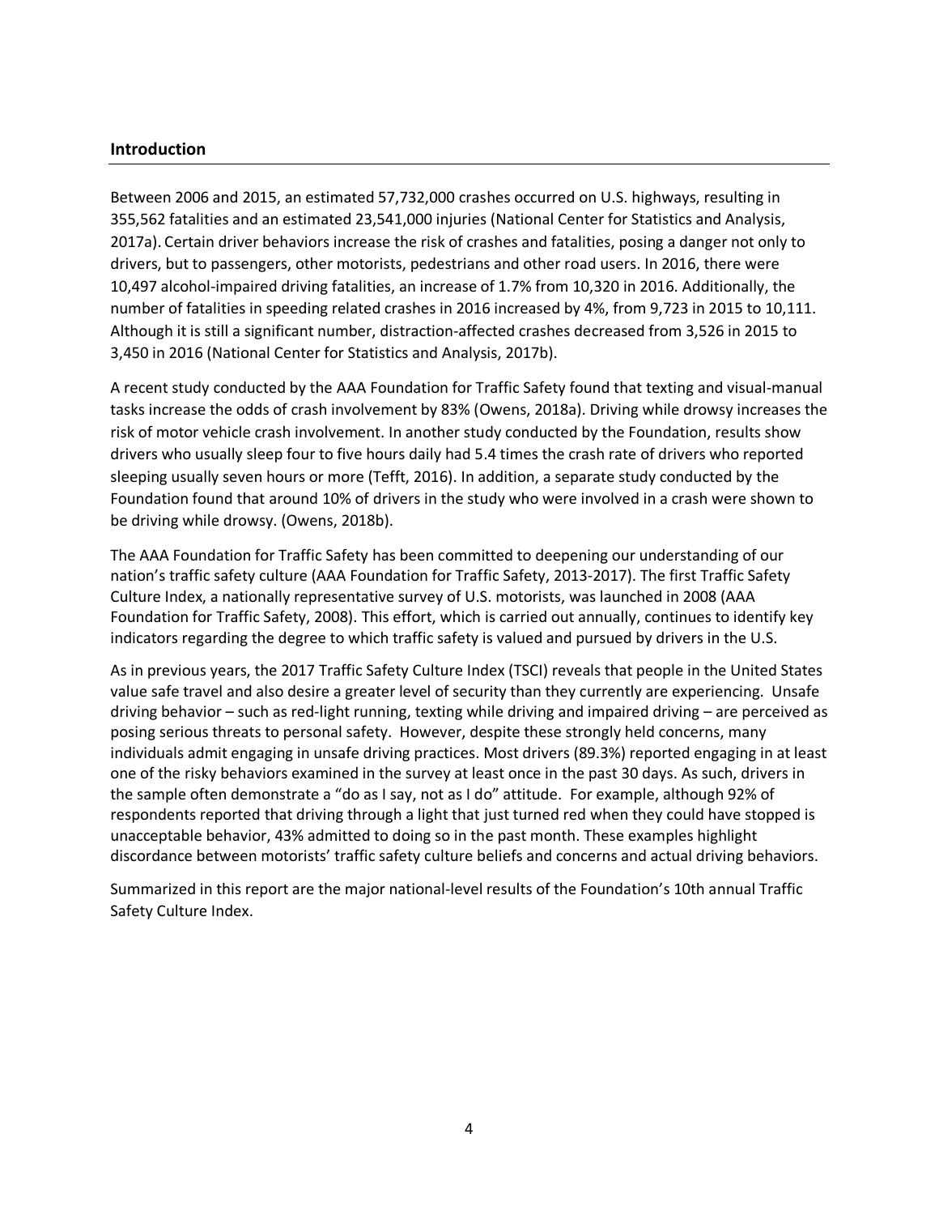## Introduction

Between 2006 and 2015, an estimated 57,732,000 crashes occurred on U.S. highways, resulting in 355,562 fatalities and an estimated 23,541,000 injuries (National Center for Statistics and Analysis, 2017a). Certain driver behaviors increase the risk of crashes and fatalities, posing a danger not only to drivers, but to passengers, other motorists, pedestrians and other road users. In 2016, there were 10,497 alcohol-impaired driving fatalities, an increase of 1.7% from 10,320 in 2016. Additionally, the number of fatalities in speeding related crashes in 2016 increased by 4%, from 9,723 in 2015 to 10,111. Although it is still a significant number, distraction-affected crashes decreased from 3,526 in 2015 to 3,450 in 2016 (National Center for Statistics and Analysis, 2017b).

A recent study conducted by the AAA Foundation for Traffic Safety found that texting and visual-manual tasks increase the odds of crash involvement by 83% (Owens, 2018a). Driving while drowsy increases the risk of motor vehicle crash involvement. In another study conducted by the Foundation, results show drivers who usually sleep four to five hours daily had 5.4 times the crash rate of drivers who reported sleeping usually seven hours or more (Tefft, 2016). In addition, a separate study conducted by the Foundation found that around 10% of drivers in the study who were involved in a crash were shown to be driving while drowsy. (Owens, 2018b).

The AAA Foundation for Traffic Safety has been committed to deepening our understanding of our nation's traffic safety culture (AAA Foundation for Traffic Safety, 2013-2017). The first Traffic Safety Culture Index, a nationally representative survey of U.S. motorists, was launched in 2008 (AAA Foundation for Traffic Safety, 2008). This effort, which is carried out annually, continues to identify key indicators regarding the degree to which traffic safety is valued and pursued by drivers in the U.S.

As in previous years, the 2017 Traffic Safety Culture Index (TSCI) reveals that people in the United States value safe travel and also desire a greater level of security than they currently are experiencing. Unsafe driving behavior – such as red-light running, texting while driving and impaired driving – are perceived as posing serious threats to personal safety. However, despite these strongly held concerns, many individuals admit engaging in unsafe driving practices. Most drivers (89.3%) reported engaging in at least one of the risky behaviors examined in the survey at least once in the past 30 days. As such, drivers in the sample often demonstrate a "do as I say, not as I do" attitude. For example, although 92% of respondents reported that driving through a light that just turned red when they could have stopped is unacceptable behavior, 43% admitted to doing so in the past month. These examples highlight discordance between motorists' traffic safety culture beliefs and concerns and actual driving behaviors.

Summarized in this report are the major national-level results of the Foundation's 10th annual Traffic Safety Culture Index.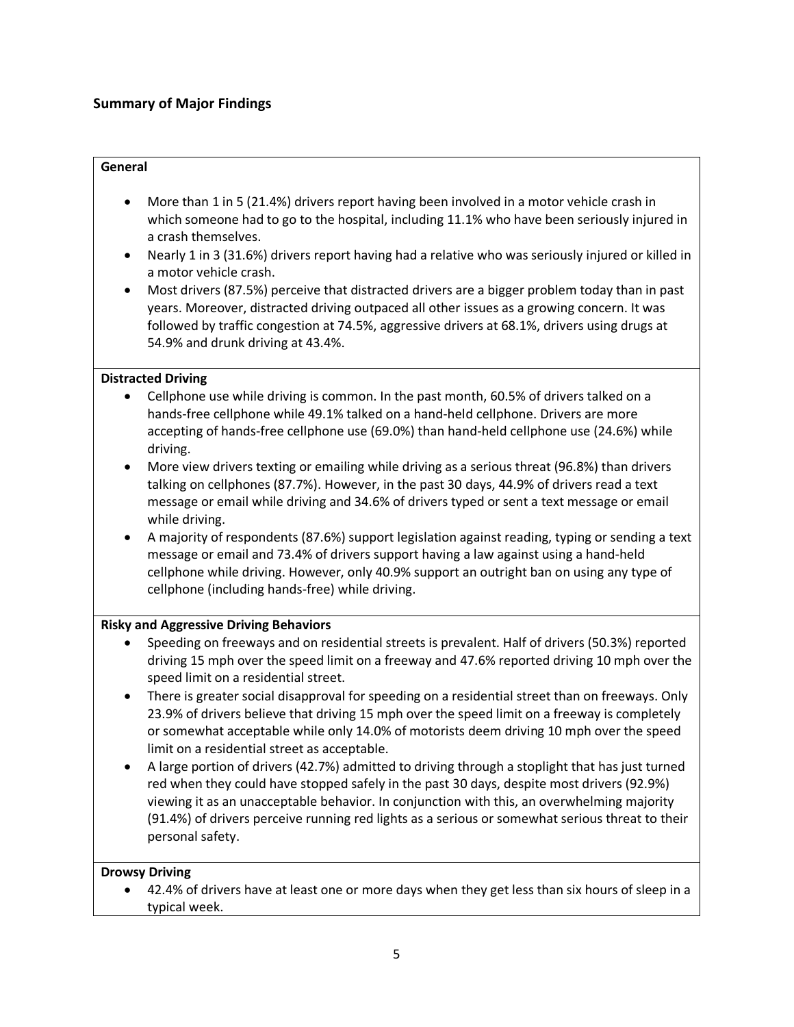## Summary of Major Findings

### General

- More than 1 in 5 (21.4%) drivers report having been involved in a motor vehicle crash in which someone had to go to the hospital, including 11.1% who have been seriously injured in a crash themselves.
- Nearly 1 in 3 (31.6%) drivers report having had a relative who was seriously injured or killed in a motor vehicle crash.
- Most drivers (87.5%) perceive that distracted drivers are a bigger problem today than in past years. Moreover, distracted driving outpaced all other issues as a growing concern. It was followed by traffic congestion at 74.5%, aggressive drivers at 68.1%, drivers using drugs at 54.9% and drunk driving at 43.4%.

### Distracted Driving

- Cellphone use while driving is common. In the past month, 60.5% of drivers talked on a hands-free cellphone while 49.1% talked on a hand-held cellphone. Drivers are more accepting of hands-free cellphone use (69.0%) than hand-held cellphone use (24.6%) while driving.
- More view drivers texting or emailing while driving as a serious threat (96.8%) than drivers talking on cellphones (87.7%). However, in the past 30 days, 44.9% of drivers read a text message or email while driving and 34.6% of drivers typed or sent a text message or email while driving.
- A majority of respondents (87.6%) support legislation against reading, typing or sending a text message or email and 73.4% of drivers support having a law against using a hand-held cellphone while driving. However, only 40.9% support an outright ban on using any type of cellphone (including hands-free) while driving.

### Risky and Aggressive Driving Behaviors

- Speeding on freeways and on residential streets is prevalent. Half of drivers (50.3%) reported driving 15 mph over the speed limit on a freeway and 47.6% reported driving 10 mph over the speed limit on a residential street.
- There is greater social disapproval for speeding on a residential street than on freeways. Only 23.9% of drivers believe that driving 15 mph over the speed limit on a freeway is completely or somewhat acceptable while only 14.0% of motorists deem driving 10 mph over the speed limit on a residential street as acceptable.
- A large portion of drivers (42.7%) admitted to driving through a stoplight that has just turned red when they could have stopped safely in the past 30 days, despite most drivers (92.9%) viewing it as an unacceptable behavior. In conjunction with this, an overwhelming majority (91.4%) of drivers perceive running red lights as a serious or somewhat serious threat to their personal safety.

### Drowsy Driving

- 42.4% of drivers have at least one or more days when they get less than six hours of sleep in a typical week.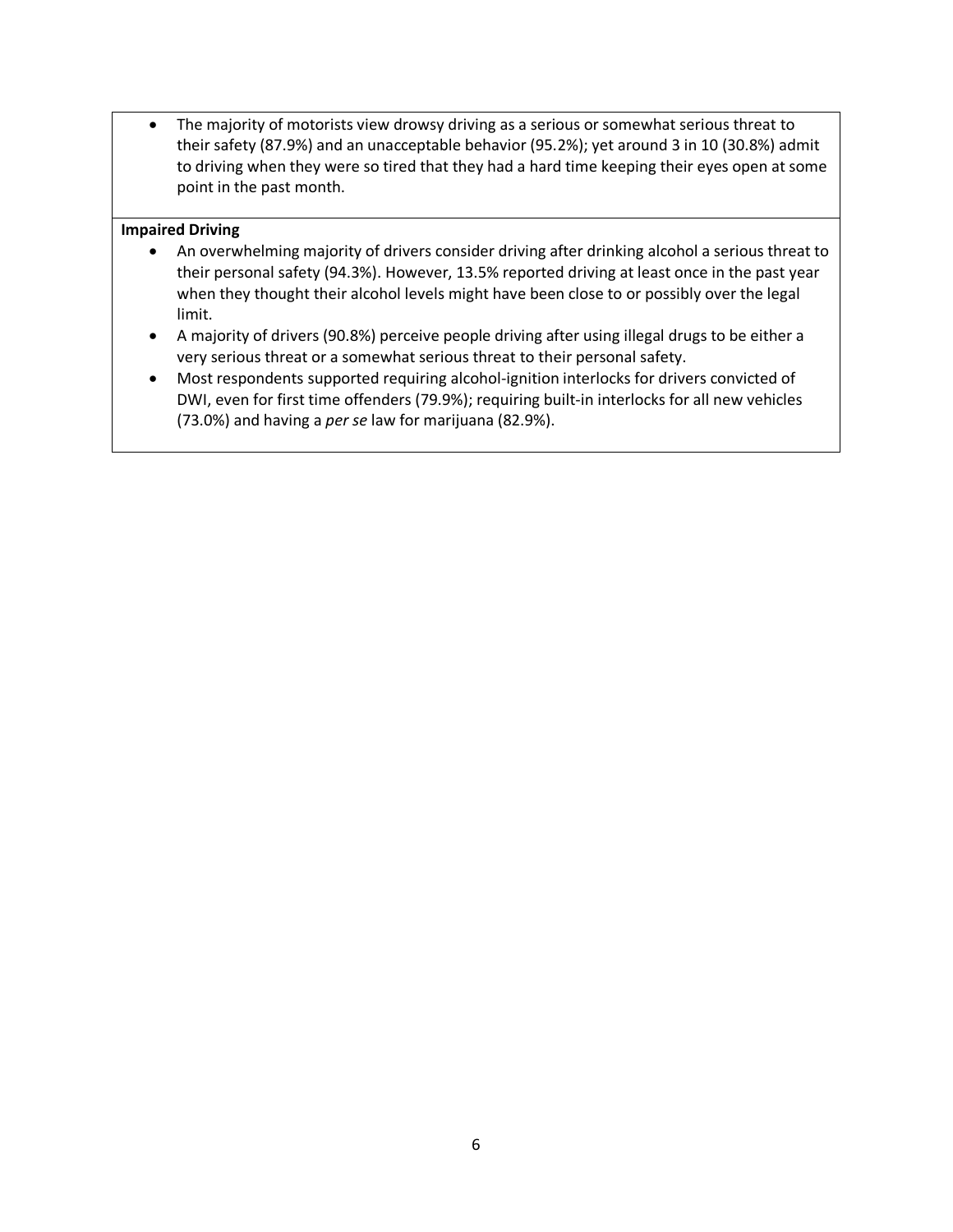- The majority of motorists view drowsy driving as a serious or somewhat serious threat to their safety (87.9%) and an unacceptable behavior (95.2%); yet around 3 in 10 (30.8%) admit to driving when they were so tired that they had a hard time keeping their eyes open at some point in the past month.

**Impaired Driving**

- An overwhelming majority of drivers consider driving after drinking alcohol a serious threat to their personal safety (94.3%). However, 13.5% reported driving at least once in the past year when they thought their alcohol levels might have been close to or possibly over the legal limit.
- A majority of drivers (90.8%) perceive people driving after using illegal drugs to be either a very serious threat or a somewhat serious threat to their personal safety.
- Most respondents supported requiring alcohol-ignition interlocks for drivers convicted of DWI, even for first time offenders (79.9%); requiring built-in interlocks for all new vehicles (73.0%) and having a *per se* law for marijuana (82.9%).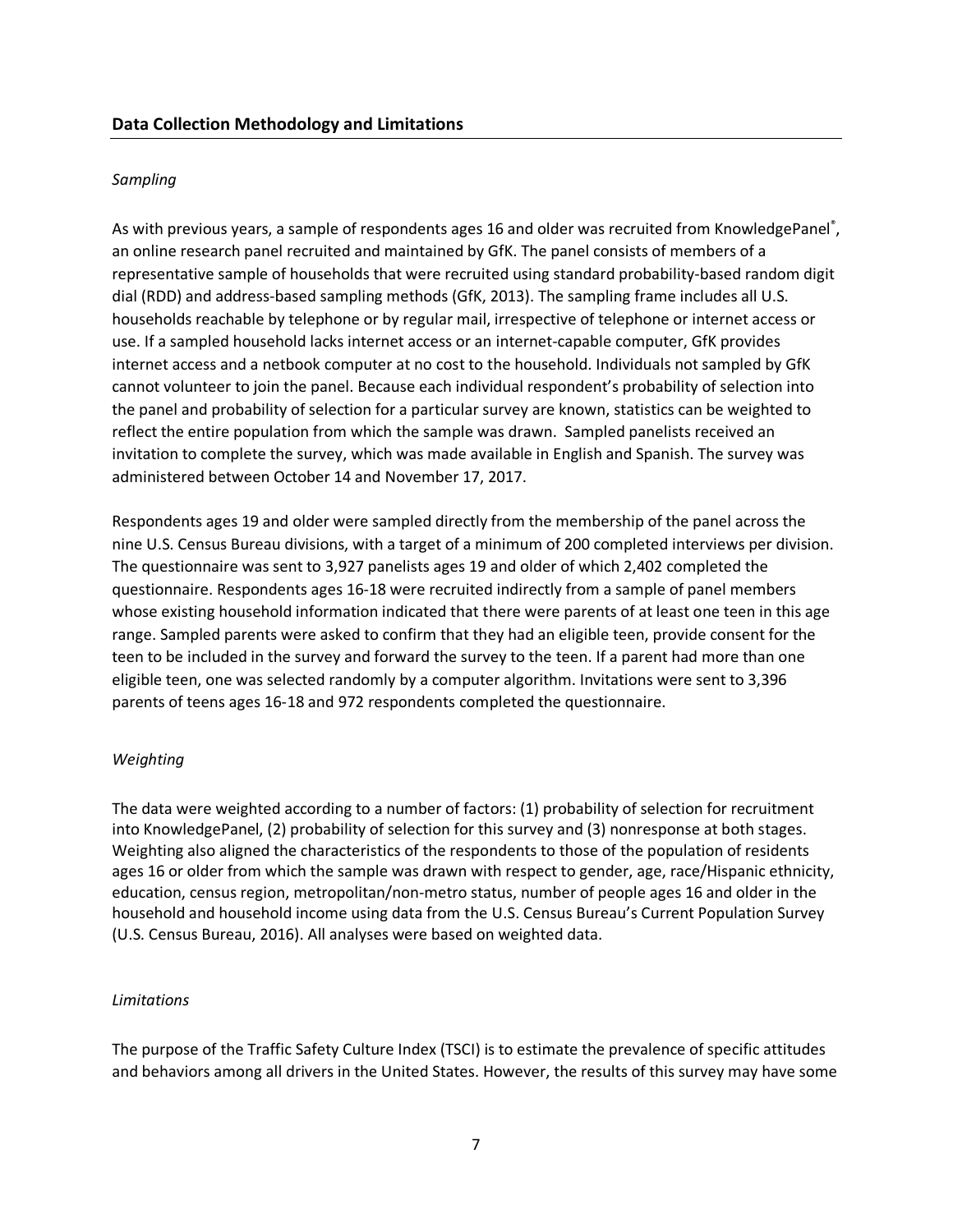## Data Collection Methodology and Limitations

*Sampling*

As with previous years, a sample of respondents ages 16 and older was recruited from KnowledgePanel®, an online research panel recruited and maintained by GfK. The panel consists of members of a representative sample of households that were recruited using standard probability-based random digit dial (RDD) and address-based sampling methods (GfK, 2013). The sampling frame includes all U.S. households reachable by telephone or by regular mail, irrespective of telephone or internet access or use. If a sampled household lacks internet access or an internet-capable computer, GfK provides internet access and a netbook computer at no cost to the household. Individuals not sampled by GfK cannot volunteer to join the panel. Because each individual respondent's probability of selection into the panel and probability of selection for a particular survey are known, statistics can be weighted to reflect the entire population from which the sample was drawn. Sampled panelists received an invitation to complete the survey, which was made available in English and Spanish. The survey was administered between October 14 and November 17, 2017.

Respondents ages 19 and older were sampled directly from the membership of the panel across the nine U.S. Census Bureau divisions, with a target of a minimum of 200 completed interviews per division. The questionnaire was sent to 3,927 panelists ages 19 and older of which 2,402 completed the questionnaire. Respondents ages 16-18 were recruited indirectly from a sample of panel members whose existing household information indicated that there were parents of at least one teen in this age range. Sampled parents were asked to confirm that they had an eligible teen, provide consent for the teen to be included in the survey and forward the survey to the teen. If a parent had more than one eligible teen, one was selected randomly by a computer algorithm. Invitations were sent to 3,396 parents of teens ages 16-18 and 972 respondents completed the questionnaire.

*Weighting*

The data were weighted according to a number of factors: (1) probability of selection for recruitment into KnowledgePanel, (2) probability of selection for this survey and (3) nonresponse at both stages. Weighting also aligned the characteristics of the respondents to those of the population of residents ages 16 or older from which the sample was drawn with respect to gender, age, race/Hispanic ethnicity, education, census region, metropolitan/non-metro status, number of people ages 16 and older in the household and household income using data from the U.S. Census Bureau's Current Population Survey (U.S. Census Bureau, 2016). All analyses were based on weighted data.

*Limitations*

The purpose of the Traffic Safety Culture Index (TSCI) is to estimate the prevalence of specific attitudes and behaviors among all drivers in the United States. However, the results of this survey may have some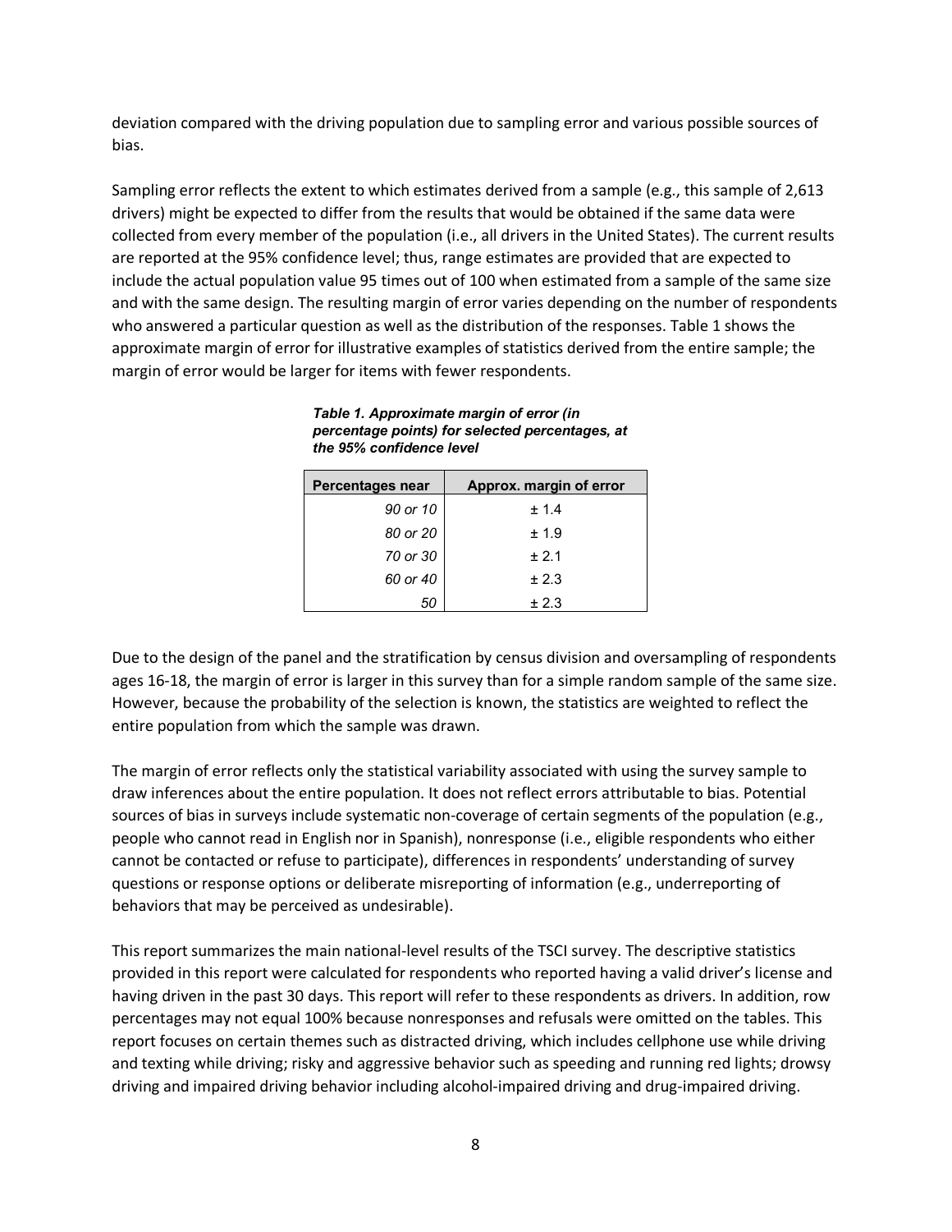deviation compared with the driving population due to sampling error and various possible sources of bias.

Sampling error reflects the extent to which estimates derived from a sample (e.g., this sample of 2,613 drivers) might be expected to differ from the results that would be obtained if the same data were collected from every member of the population (i.e., all drivers in the United States). The current results are reported at the 95% confidence level; thus, range estimates are provided that are expected to include the actual population value 95 times out of 100 when estimated from a sample of the same size and with the same design. The resulting margin of error varies depending on the number of respondents who answered a particular question as well as the distribution of the responses. Table 1 shows the approximate margin of error for illustrative examples of statistics derived from the entire sample; the margin of error would be larger for items with fewer respondents.

***Table 1. Approximate margin of error (in percentage points) for selected percentages, at the 95% confidence level***

| Percentages near | Approx. margin of error |
|---|---|
| *90 or 10* | ± 1.4 |
| *80 or 20* | ± 1.9 |
| *70 or 30* | ± 2.1 |
| *60 or 40* | ± 2.3 |
| *50* | ± 2.3 |

Due to the design of the panel and the stratification by census division and oversampling of respondents ages 16-18, the margin of error is larger in this survey than for a simple random sample of the same size. However, because the probability of the selection is known, the statistics are weighted to reflect the entire population from which the sample was drawn.

The margin of error reflects only the statistical variability associated with using the survey sample to draw inferences about the entire population. It does not reflect errors attributable to bias. Potential sources of bias in surveys include systematic non-coverage of certain segments of the population (e.g., people who cannot read in English nor in Spanish), nonresponse (i.e., eligible respondents who either cannot be contacted or refuse to participate), differences in respondents' understanding of survey questions or response options or deliberate misreporting of information (e.g., underreporting of behaviors that may be perceived as undesirable).

This report summarizes the main national-level results of the TSCI survey. The descriptive statistics provided in this report were calculated for respondents who reported having a valid driver's license and having driven in the past 30 days. This report will refer to these respondents as drivers. In addition, row percentages may not equal 100% because nonresponses and refusals were omitted on the tables. This report focuses on certain themes such as distracted driving, which includes cellphone use while driving and texting while driving; risky and aggressive behavior such as speeding and running red lights; drowsy driving and impaired driving behavior including alcohol-impaired driving and drug-impaired driving.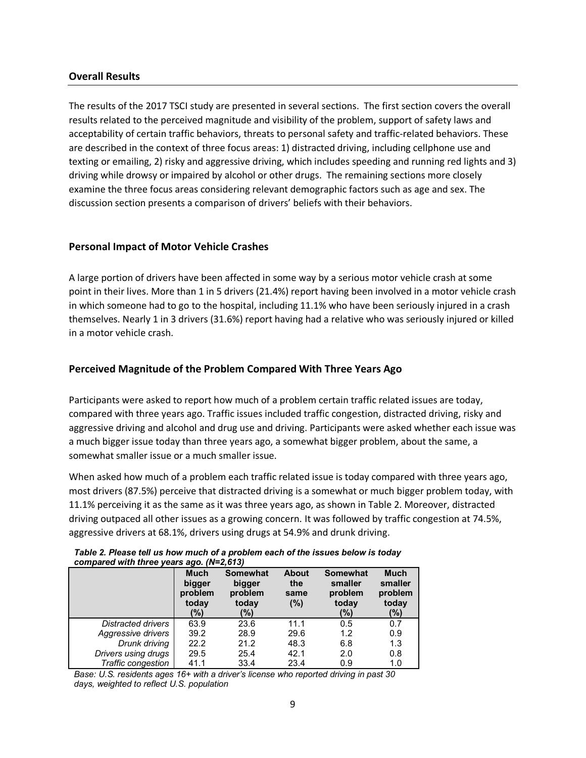## Overall Results

The results of the 2017 TSCI study are presented in several sections. The first section covers the overall results related to the perceived magnitude and visibility of the problem, support of safety laws and acceptability of certain traffic behaviors, threats to personal safety and traffic-related behaviors. These are described in the context of three focus areas: 1) distracted driving, including cellphone use and texting or emailing, 2) risky and aggressive driving, which includes speeding and running red lights and 3) driving while drowsy or impaired by alcohol or other drugs. The remaining sections more closely examine the three focus areas considering relevant demographic factors such as age and sex. The discussion section presents a comparison of drivers' beliefs with their behaviors.

### Personal Impact of Motor Vehicle Crashes

A large portion of drivers have been affected in some way by a serious motor vehicle crash at some point in their lives. More than 1 in 5 drivers (21.4%) report having been involved in a motor vehicle crash in which someone had to go to the hospital, including 11.1% who have been seriously injured in a crash themselves. Nearly 1 in 3 drivers (31.6%) report having had a relative who was seriously injured or killed in a motor vehicle crash.

### Perceived Magnitude of the Problem Compared With Three Years Ago

Participants were asked to report how much of a problem certain traffic related issues are today, compared with three years ago. Traffic issues included traffic congestion, distracted driving, risky and aggressive driving and alcohol and drug use and driving. Participants were asked whether each issue was a much bigger issue today than three years ago, a somewhat bigger problem, about the same, a somewhat smaller issue or a much smaller issue.

When asked how much of a problem each traffic related issue is today compared with three years ago, most drivers (87.5%) perceive that distracted driving is a somewhat or much bigger problem today, with 11.1% perceiving it as the same as it was three years ago, as shown in Table 2. Moreover, distracted driving outpaced all other issues as a growing concern. It was followed by traffic congestion at 74.5%, aggressive drivers at 68.1%, drivers using drugs at 54.9% and drunk driving.

*Table 2. Please tell us how much of a problem each of the issues below is today compared with three years ago. (N=2,613)*

| | Much bigger problem today (%) | Somewhat bigger problem today (%) | About the same (%) | Somewhat smaller problem today (%) | Much smaller problem today (%) |
|---|---|---|---|---|---|
| *Distracted drivers* | 63.9 | 23.6 | 11.1 | 0.5 | 0.7 |
| *Aggressive drivers* | 39.2 | 28.9 | 29.6 | 1.2 | 0.9 |
| *Drunk driving* | 22.2 | 21.2 | 48.3 | 6.8 | 1.3 |
| *Drivers using drugs* | 29.5 | 25.4 | 42.1 | 2.0 | 0.8 |
| *Traffic congestion* | 41.1 | 33.4 | 23.4 | 0.9 | 1.0 |

*Base: U.S. residents ages 16+ with a driver's license who reported driving in past 30 days, weighted to reflect U.S. population*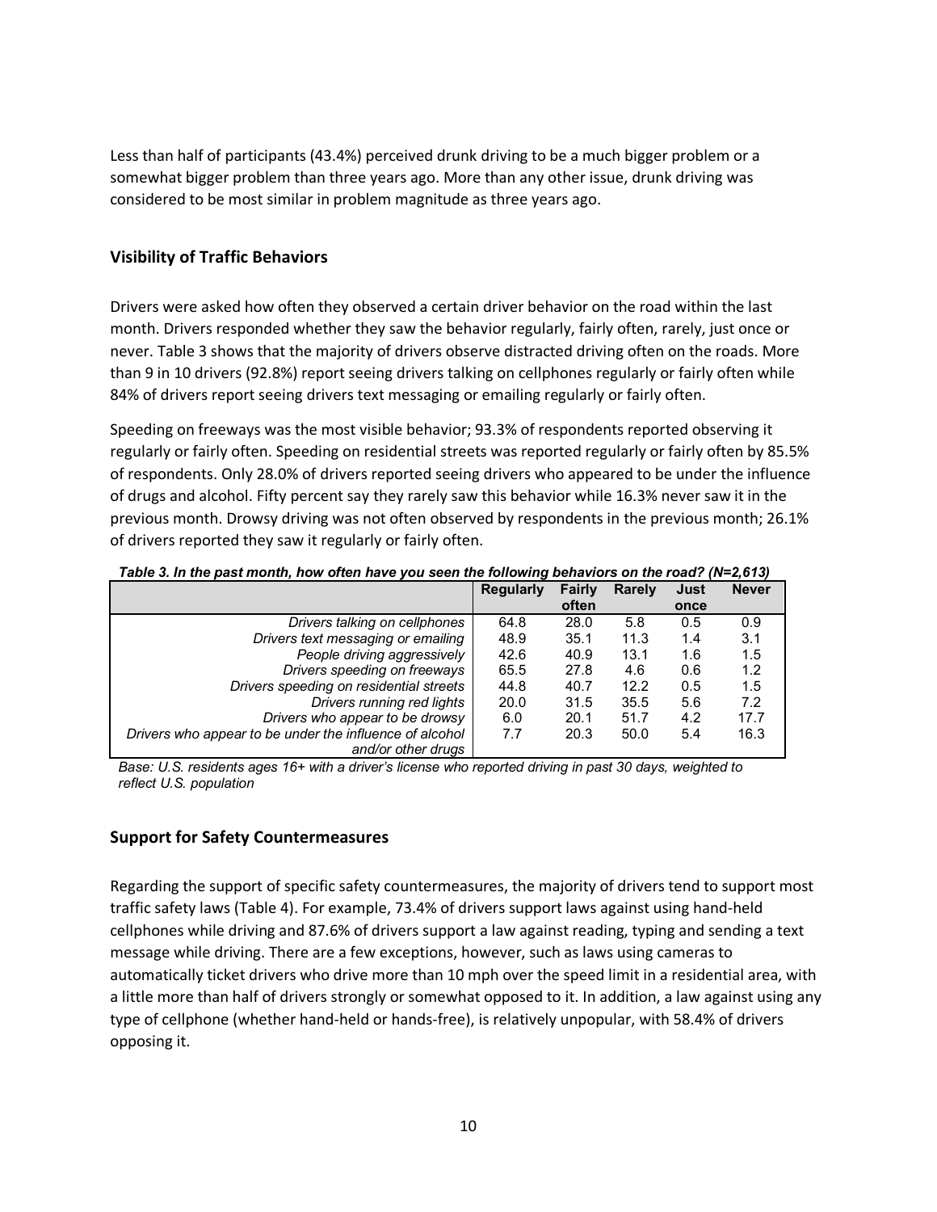Less than half of participants (43.4%) perceived drunk driving to be a much bigger problem or a somewhat bigger problem than three years ago. More than any other issue, drunk driving was considered to be most similar in problem magnitude as three years ago.

## Visibility of Traffic Behaviors

Drivers were asked how often they observed a certain driver behavior on the road within the last month. Drivers responded whether they saw the behavior regularly, fairly often, rarely, just once or never. Table 3 shows that the majority of drivers observe distracted driving often on the roads. More than 9 in 10 drivers (92.8%) report seeing drivers talking on cellphones regularly or fairly often while 84% of drivers report seeing drivers text messaging or emailing regularly or fairly often.

Speeding on freeways was the most visible behavior; 93.3% of respondents reported observing it regularly or fairly often. Speeding on residential streets was reported regularly or fairly often by 85.5% of respondents. Only 28.0% of drivers reported seeing drivers who appeared to be under the influence of drugs and alcohol. Fifty percent say they rarely saw this behavior while 16.3% never saw it in the previous month. Drowsy driving was not often observed by respondents in the previous month; 26.1% of drivers reported they saw it regularly or fairly often.

*Table 3. In the past month, how often have you seen the following behaviors on the road? (N=2,613)*

| | Regularly | Fairly often | Rarely | Just once | Never |
|---|---|---|---|---|---|
| *Drivers talking on cellphones* | 64.8 | 28.0 | 5.8 | 0.5 | 0.9 |
| *Drivers text messaging or emailing* | 48.9 | 35.1 | 11.3 | 1.4 | 3.1 |
| *People driving aggressively* | 42.6 | 40.9 | 13.1 | 1.6 | 1.5 |
| *Drivers speeding on freeways* | 65.5 | 27.8 | 4.6 | 0.6 | 1.2 |
| *Drivers speeding on residential streets* | 44.8 | 40.7 | 12.2 | 0.5 | 1.5 |
| *Drivers running red lights* | 20.0 | 31.5 | 35.5 | 5.6 | 7.2 |
| *Drivers who appear to be drowsy* | 6.0 | 20.1 | 51.7 | 4.2 | 17.7 |
| *Drivers who appear to be under the influence of alcohol and/or other drugs* | 7.7 | 20.3 | 50.0 | 5.4 | 16.3 |

*Base: U.S. residents ages 16+ with a driver's license who reported driving in past 30 days, weighted to reflect U.S. population*

## Support for Safety Countermeasures

Regarding the support of specific safety countermeasures, the majority of drivers tend to support most traffic safety laws (Table 4). For example, 73.4% of drivers support laws against using hand-held cellphones while driving and 87.6% of drivers support a law against reading, typing and sending a text message while driving. There are a few exceptions, however, such as laws using cameras to automatically ticket drivers who drive more than 10 mph over the speed limit in a residential area, with a little more than half of drivers strongly or somewhat opposed to it. In addition, a law against using any type of cellphone (whether hand-held or hands-free), is relatively unpopular, with 58.4% of drivers opposing it.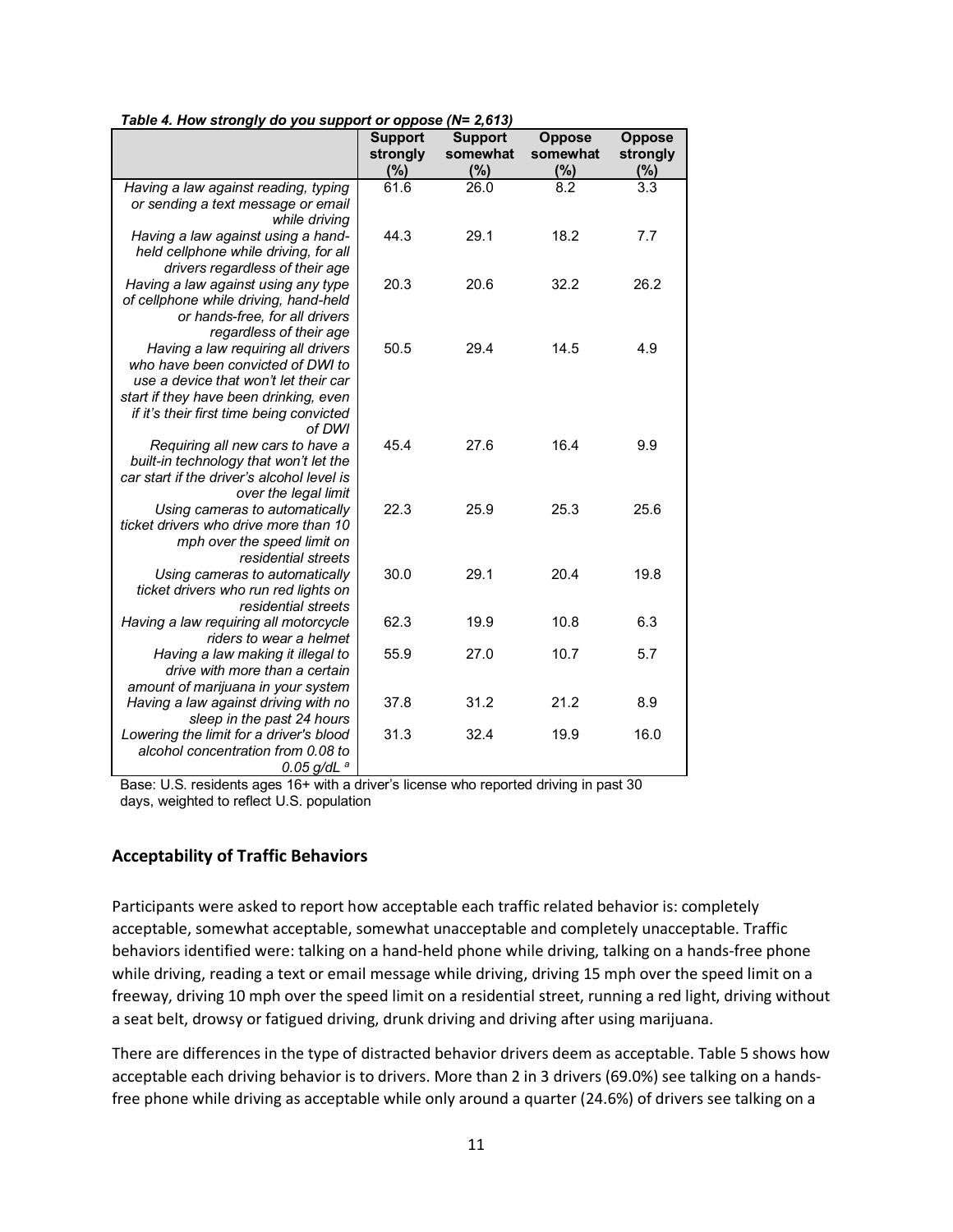*Table 4. How strongly do you support or oppose (N= 2,613)*

| | Support strongly (%) | Support somewhat (%) | Oppose somewhat (%) | Oppose strongly (%) |
|---|---|---|---|---|
| *Having a law against reading, typing or sending a text message or email while driving* | 61.6 | 26.0 | 8.2 | 3.3 |
| *Having a law against using a hand-held cellphone while driving, for all drivers regardless of their age* | 44.3 | 29.1 | 18.2 | 7.7 |
| *Having a law against using any type of cellphone while driving, hand-held or hands-free, for all drivers regardless of their age* | 20.3 | 20.6 | 32.2 | 26.2 |
| *Having a law requiring all drivers who have been convicted of DWI to use a device that won't let their car start if they have been drinking, even if it's their first time being convicted of DWI* | 50.5 | 29.4 | 14.5 | 4.9 |
| *Requiring all new cars to have a built-in technology that won't let the car start if the driver's alcohol level is over the legal limit* | 45.4 | 27.6 | 16.4 | 9.9 |
| *Using cameras to automatically ticket drivers who drive more than 10 mph over the speed limit on residential streets* | 22.3 | 25.9 | 25.3 | 25.6 |
| *Using cameras to automatically ticket drivers who run red lights on residential streets* | 30.0 | 29.1 | 20.4 | 19.8 |
| *Having a law requiring all motorcycle riders to wear a helmet* | 62.3 | 19.9 | 10.8 | 6.3 |
| *Having a law making it illegal to drive with more than a certain amount of marijuana in your system* | 55.9 | 27.0 | 10.7 | 5.7 |
| *Having a law against driving with no sleep in the past 24 hours* | 37.8 | 31.2 | 21.2 | 8.9 |
| *Lowering the limit for a driver's blood alcohol concentration from 0.08 to 0.05 g/dL* [a] | 31.3 | 32.4 | 19.9 | 16.0 |

Base: U.S. residents ages 16+ with a driver's license who reported driving in past 30 days, weighted to reflect U.S. population

## Acceptability of Traffic Behaviors

Participants were asked to report how acceptable each traffic related behavior is: completely acceptable, somewhat acceptable, somewhat unacceptable and completely unacceptable. Traffic behaviors identified were: talking on a hand-held phone while driving, talking on a hands-free phone while driving, reading a text or email message while driving, driving 15 mph over the speed limit on a freeway, driving 10 mph over the speed limit on a residential street, running a red light, driving without a seat belt, drowsy or fatigued driving, drunk driving and driving after using marijuana.

There are differences in the type of distracted behavior drivers deem as acceptable. Table 5 shows how acceptable each driving behavior is to drivers. More than 2 in 3 drivers (69.0%) see talking on a hands-free phone while driving as acceptable while only around a quarter (24.6%) of drivers see talking on a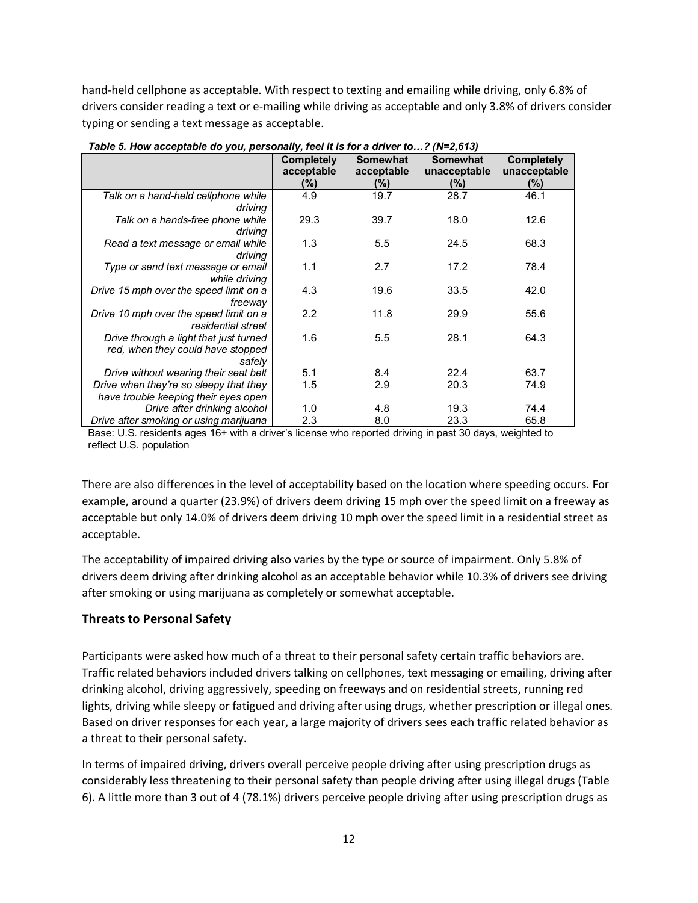hand-held cellphone as acceptable. With respect to texting and emailing while driving, only 6.8% of drivers consider reading a text or e-mailing while driving as acceptable and only 3.8% of drivers consider typing or sending a text message as acceptable.

*Table 5. How acceptable do you, personally, feel it is for a driver to…? (N=2,613)*

| | Completely acceptable (%) | Somewhat acceptable (%) | Somewhat unacceptable (%) | Completely unacceptable (%) |
|---|---|---|---|---|
| *Talk on a hand-held cellphone while driving* | 4.9 | 19.7 | 28.7 | 46.1 |
| *Talk on a hands-free phone while driving* | 29.3 | 39.7 | 18.0 | 12.6 |
| *Read a text message or email while driving* | 1.3 | 5.5 | 24.5 | 68.3 |
| *Type or send text message or email while driving* | 1.1 | 2.7 | 17.2 | 78.4 |
| *Drive 15 mph over the speed limit on a freeway* | 4.3 | 19.6 | 33.5 | 42.0 |
| *Drive 10 mph over the speed limit on a residential street* | 2.2 | 11.8 | 29.9 | 55.6 |
| *Drive through a light that just turned red, when they could have stopped safely* | 1.6 | 5.5 | 28.1 | 64.3 |
| *Drive without wearing their seat belt* | 5.1 | 8.4 | 22.4 | 63.7 |
| *Drive when they're so sleepy that they have trouble keeping their eyes open* | 1.5 | 2.9 | 20.3 | 74.9 |
| *Drive after drinking alcohol* | 1.0 | 4.8 | 19.3 | 74.4 |
| *Drive after smoking or using marijuana* | 2.3 | 8.0 | 23.3 | 65.8 |

Base: U.S. residents ages 16+ with a driver's license who reported driving in past 30 days, weighted to reflect U.S. population

There are also differences in the level of acceptability based on the location where speeding occurs. For example, around a quarter (23.9%) of drivers deem driving 15 mph over the speed limit on a freeway as acceptable but only 14.0% of drivers deem driving 10 mph over the speed limit in a residential street as acceptable.

The acceptability of impaired driving also varies by the type or source of impairment. Only 5.8% of drivers deem driving after drinking alcohol as an acceptable behavior while 10.3% of drivers see driving after smoking or using marijuana as completely or somewhat acceptable.

## Threats to Personal Safety

Participants were asked how much of a threat to their personal safety certain traffic behaviors are. Traffic related behaviors included drivers talking on cellphones, text messaging or emailing, driving after drinking alcohol, driving aggressively, speeding on freeways and on residential streets, running red lights, driving while sleepy or fatigued and driving after using drugs, whether prescription or illegal ones. Based on driver responses for each year, a large majority of drivers sees each traffic related behavior as a threat to their personal safety.

In terms of impaired driving, drivers overall perceive people driving after using prescription drugs as considerably less threatening to their personal safety than people driving after using illegal drugs (Table 6). A little more than 3 out of 4 (78.1%) drivers perceive people driving after using prescription drugs as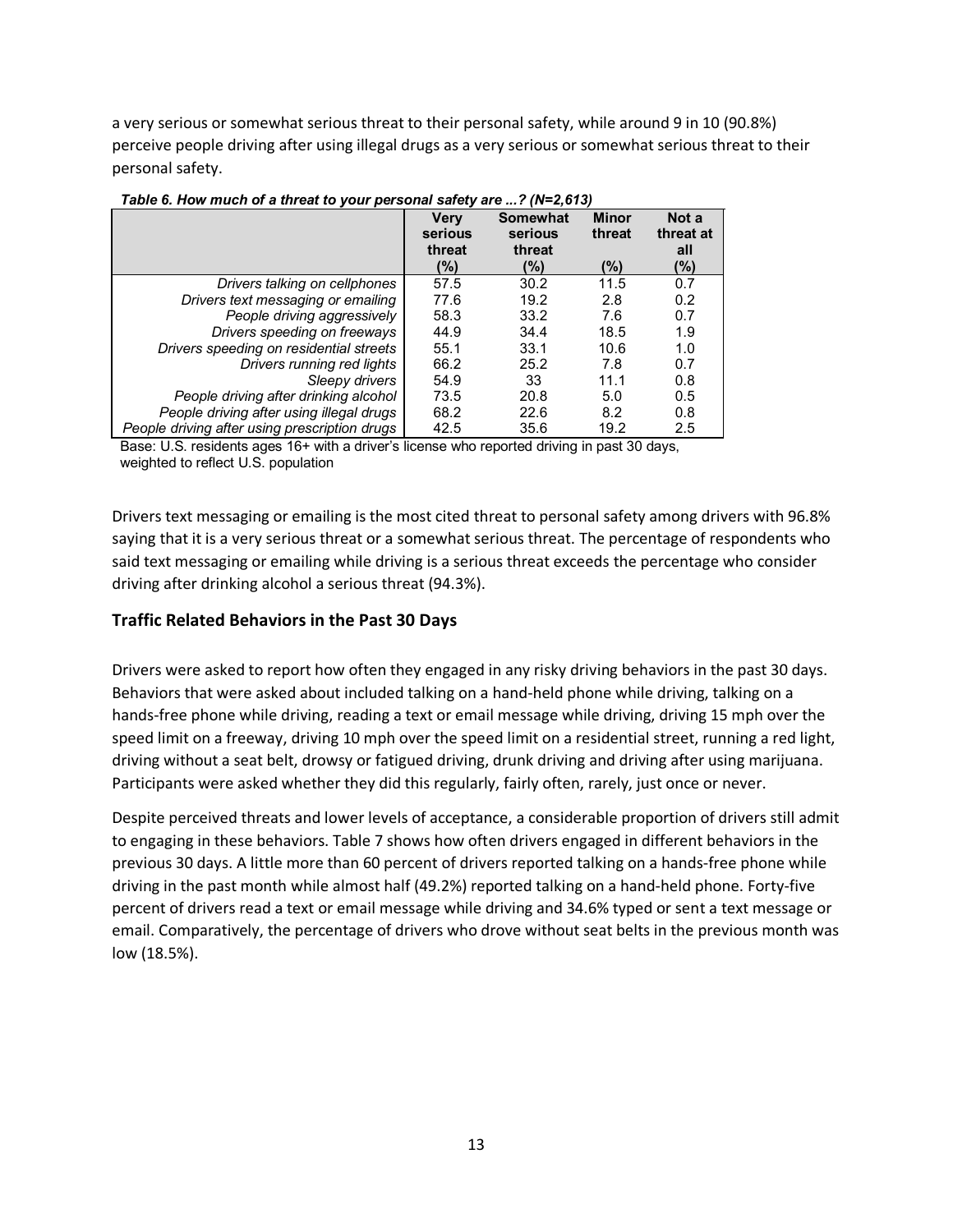a very serious or somewhat serious threat to their personal safety, while around 9 in 10 (90.8%) perceive people driving after using illegal drugs as a very serious or somewhat serious threat to their personal safety.

*Table 6. How much of a threat to your personal safety are ...? (N=2,613)*

| | Very serious threat (%) | Somewhat serious threat (%) | Minor threat (%) | Not a threat at all (%) |
|---|---|---|---|---|
| *Drivers talking on cellphones* | 57.5 | 30.2 | 11.5 | 0.7 |
| *Drivers text messaging or emailing* | 77.6 | 19.2 | 2.8 | 0.2 |
| *People driving aggressively* | 58.3 | 33.2 | 7.6 | 0.7 |
| *Drivers speeding on freeways* | 44.9 | 34.4 | 18.5 | 1.9 |
| *Drivers speeding on residential streets* | 55.1 | 33.1 | 10.6 | 1.0 |
| *Drivers running red lights* | 66.2 | 25.2 | 7.8 | 0.7 |
| *Sleepy drivers* | 54.9 | 33 | 11.1 | 0.8 |
| *People driving after drinking alcohol* | 73.5 | 20.8 | 5.0 | 0.5 |
| *People driving after using illegal drugs* | 68.2 | 22.6 | 8.2 | 0.8 |
| *People driving after using prescription drugs* | 42.5 | 35.6 | 19.2 | 2.5 |

Base: U.S. residents ages 16+ with a driver's license who reported driving in past 30 days, weighted to reflect U.S. population

Drivers text messaging or emailing is the most cited threat to personal safety among drivers with 96.8% saying that it is a very serious threat or a somewhat serious threat. The percentage of respondents who said text messaging or emailing while driving is a serious threat exceeds the percentage who consider driving after drinking alcohol a serious threat (94.3%).

### Traffic Related Behaviors in the Past 30 Days

Drivers were asked to report how often they engaged in any risky driving behaviors in the past 30 days. Behaviors that were asked about included talking on a hand-held phone while driving, talking on a hands-free phone while driving, reading a text or email message while driving, driving 15 mph over the speed limit on a freeway, driving 10 mph over the speed limit on a residential street, running a red light, driving without a seat belt, drowsy or fatigued driving, drunk driving and driving after using marijuana. Participants were asked whether they did this regularly, fairly often, rarely, just once or never.

Despite perceived threats and lower levels of acceptance, a considerable proportion of drivers still admit to engaging in these behaviors. Table 7 shows how often drivers engaged in different behaviors in the previous 30 days. A little more than 60 percent of drivers reported talking on a hands-free phone while driving in the past month while almost half (49.2%) reported talking on a hand-held phone. Forty-five percent of drivers read a text or email message while driving and 34.6% typed or sent a text message or email. Comparatively, the percentage of drivers who drove without seat belts in the previous month was low (18.5%).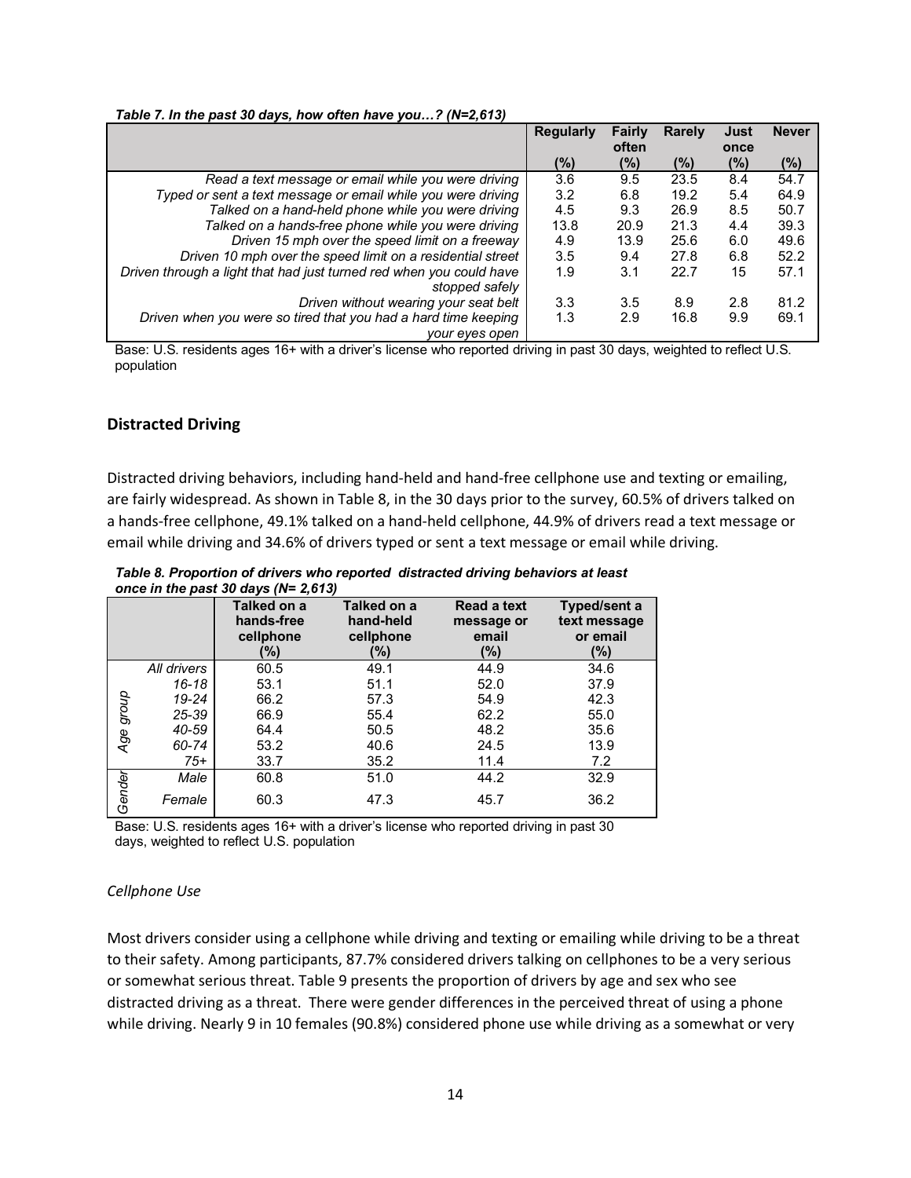*Table 7. In the past 30 days, how often have you…? (N=2,613)*

| | Regularly (%) | Fairly often (%) | Rarely (%) | Just once (%) | Never (%) |
|---|---|---|---|---|---|
| *Read a text message or email while you were driving* | 3.6 | 9.5 | 23.5 | 8.4 | 54.7 |
| *Typed or sent a text message or email while you were driving* | 3.2 | 6.8 | 19.2 | 5.4 | 64.9 |
| *Talked on a hand-held phone while you were driving* | 4.5 | 9.3 | 26.9 | 8.5 | 50.7 |
| *Talked on a hands-free phone while you were driving* | 13.8 | 20.9 | 21.3 | 4.4 | 39.3 |
| *Driven 15 mph over the speed limit on a freeway* | 4.9 | 13.9 | 25.6 | 6.0 | 49.6 |
| *Driven 10 mph over the speed limit on a residential street* | 3.5 | 9.4 | 27.8 | 6.8 | 52.2 |
| *Driven through a light that had just turned red when you could have stopped safely* | 1.9 | 3.1 | 22.7 | 15 | 57.1 |
| *Driven without wearing your seat belt* | 3.3 | 3.5 | 8.9 | 2.8 | 81.2 |
| *Driven when you were so tired that you had a hard time keeping your eyes open* | 1.3 | 2.9 | 16.8 | 9.9 | 69.1 |

Base: U.S. residents ages 16+ with a driver's license who reported driving in past 30 days, weighted to reflect U.S. population

## Distracted Driving

Distracted driving behaviors, including hand-held and hand-free cellphone use and texting or emailing, are fairly widespread. As shown in Table 8, in the 30 days prior to the survey, 60.5% of drivers talked on a hands-free cellphone, 49.1% talked on a hand-held cellphone, 44.9% of drivers read a text message or email while driving and 34.6% of drivers typed or sent a text message or email while driving.

*Table 8. Proportion of drivers who reported distracted driving behaviors at least once in the past 30 days (N= 2,613)*

| | | Talked on a hands-free cellphone (%) | Talked on a hand-held cellphone (%) | Read a text message or email (%) | Typed/sent a text message or email (%) |
|---|---|---|---|---|---|
| | *All drivers* | 60.5 | 49.1 | 44.9 | 34.6 |
| *Age group* | *16-18* | 53.1 | 51.1 | 52.0 | 37.9 |
| | *19-24* | 66.2 | 57.3 | 54.9 | 42.3 |
| | *25-39* | 66.9 | 55.4 | 62.2 | 55.0 |
| | *40-59* | 64.4 | 50.5 | 48.2 | 35.6 |
| | *60-74* | 53.2 | 40.6 | 24.5 | 13.9 |
| | *75+* | 33.7 | 35.2 | 11.4 | 7.2 |
| *Gender* | *Male* | 60.8 | 51.0 | 44.2 | 32.9 |
| | *Female* | 60.3 | 47.3 | 45.7 | 36.2 |

Base: U.S. residents ages 16+ with a driver's license who reported driving in past 30 days, weighted to reflect U.S. population

### *Cellphone Use*

Most drivers consider using a cellphone while driving and texting or emailing while driving to be a threat to their safety. Among participants, 87.7% considered drivers talking on cellphones to be a very serious or somewhat serious threat. Table 9 presents the proportion of drivers by age and sex who see distracted driving as a threat. There were gender differences in the perceived threat of using a phone while driving. Nearly 9 in 10 females (90.8%) considered phone use while driving as a somewhat or very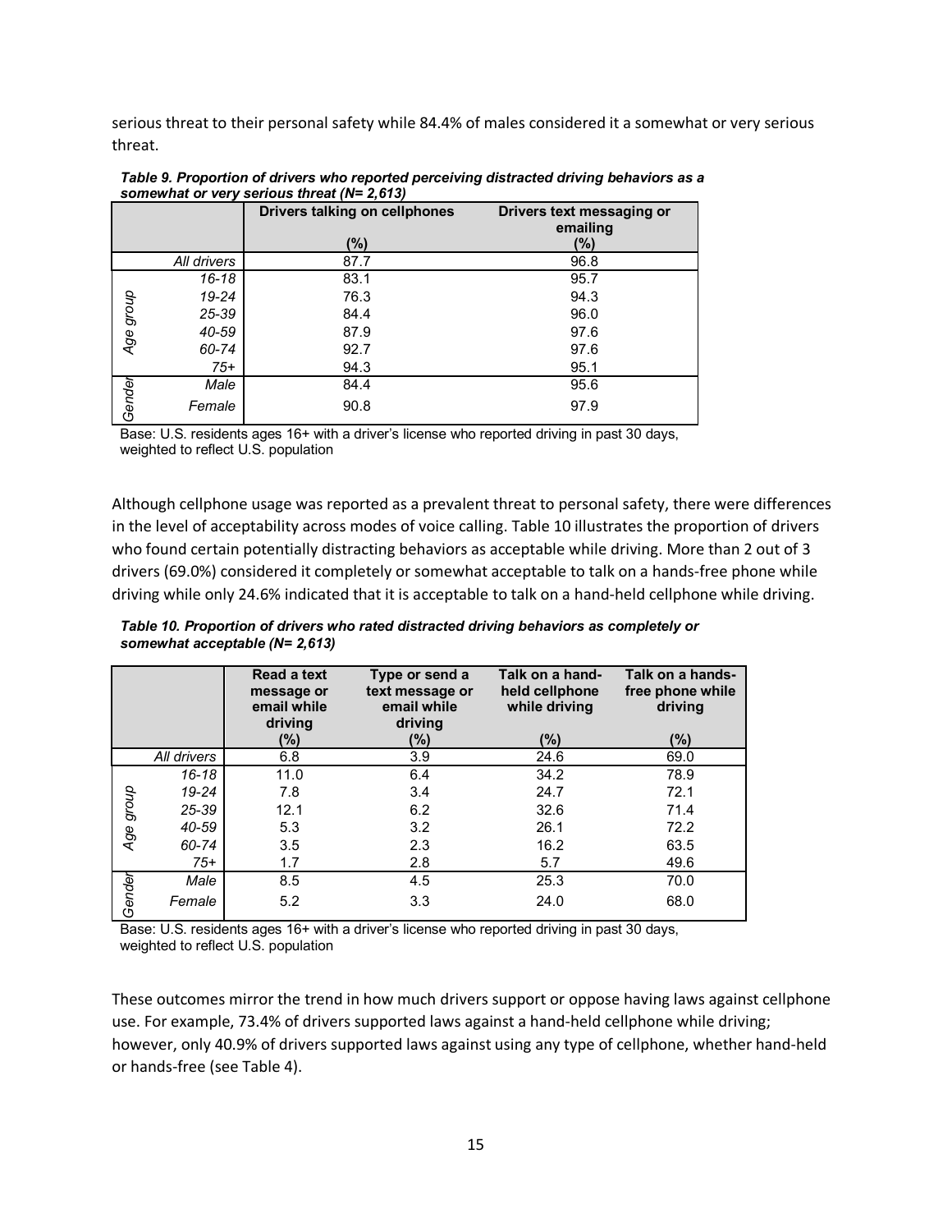serious threat to their personal safety while 84.4% of males considered it a somewhat or very serious threat.

***Table 9. Proportion of drivers who reported perceiving distracted driving behaviors as a somewhat or very serious threat (N= 2,613)***

| | | Drivers talking on cellphones (%) | Drivers text messaging or emailing (%) |
|---|---|---|---|
| | *All drivers* | 87.7 | 96.8 |
| *Age group* | *16-18* | 83.1 | 95.7 |
| | *19-24* | 76.3 | 94.3 |
| | *25-39* | 84.4 | 96.0 |
| | *40-59* | 87.9 | 97.6 |
| | *60-74* | 92.7 | 97.6 |
| | *75+* | 94.3 | 95.1 |
| *Gender* | *Male* | 84.4 | 95.6 |
| | *Female* | 90.8 | 97.9 |

Base: U.S. residents ages 16+ with a driver's license who reported driving in past 30 days, weighted to reflect U.S. population

Although cellphone usage was reported as a prevalent threat to personal safety, there were differences in the level of acceptability across modes of voice calling. Table 10 illustrates the proportion of drivers who found certain potentially distracting behaviors as acceptable while driving. More than 2 out of 3 drivers (69.0%) considered it completely or somewhat acceptable to talk on a hands-free phone while driving while only 24.6% indicated that it is acceptable to talk on a hand-held cellphone while driving.

***Table 10. Proportion of drivers who rated distracted driving behaviors as completely or somewhat acceptable (N= 2,613)***

| | | Read a text message or email while driving (%) | Type or send a text message or email while driving (%) | Talk on a hand-held cellphone while driving (%) | Talk on a hands-free phone while driving (%) |
|---|---|---|---|---|---|
| | *All drivers* | 6.8 | 3.9 | 24.6 | 69.0 |
| *Age group* | *16-18* | 11.0 | 6.4 | 34.2 | 78.9 |
| | *19-24* | 7.8 | 3.4 | 24.7 | 72.1 |
| | *25-39* | 12.1 | 6.2 | 32.6 | 71.4 |
| | *40-59* | 5.3 | 3.2 | 26.1 | 72.2 |
| | *60-74* | 3.5 | 2.3 | 16.2 | 63.5 |
| | *75+* | 1.7 | 2.8 | 5.7 | 49.6 |
| *Gender* | *Male* | 8.5 | 4.5 | 25.3 | 70.0 |
| | *Female* | 5.2 | 3.3 | 24.0 | 68.0 |

Base: U.S. residents ages 16+ with a driver's license who reported driving in past 30 days, weighted to reflect U.S. population

These outcomes mirror the trend in how much drivers support or oppose having laws against cellphone use. For example, 73.4% of drivers supported laws against a hand-held cellphone while driving; however, only 40.9% of drivers supported laws against using any type of cellphone, whether hand-held or hands-free (see Table 4).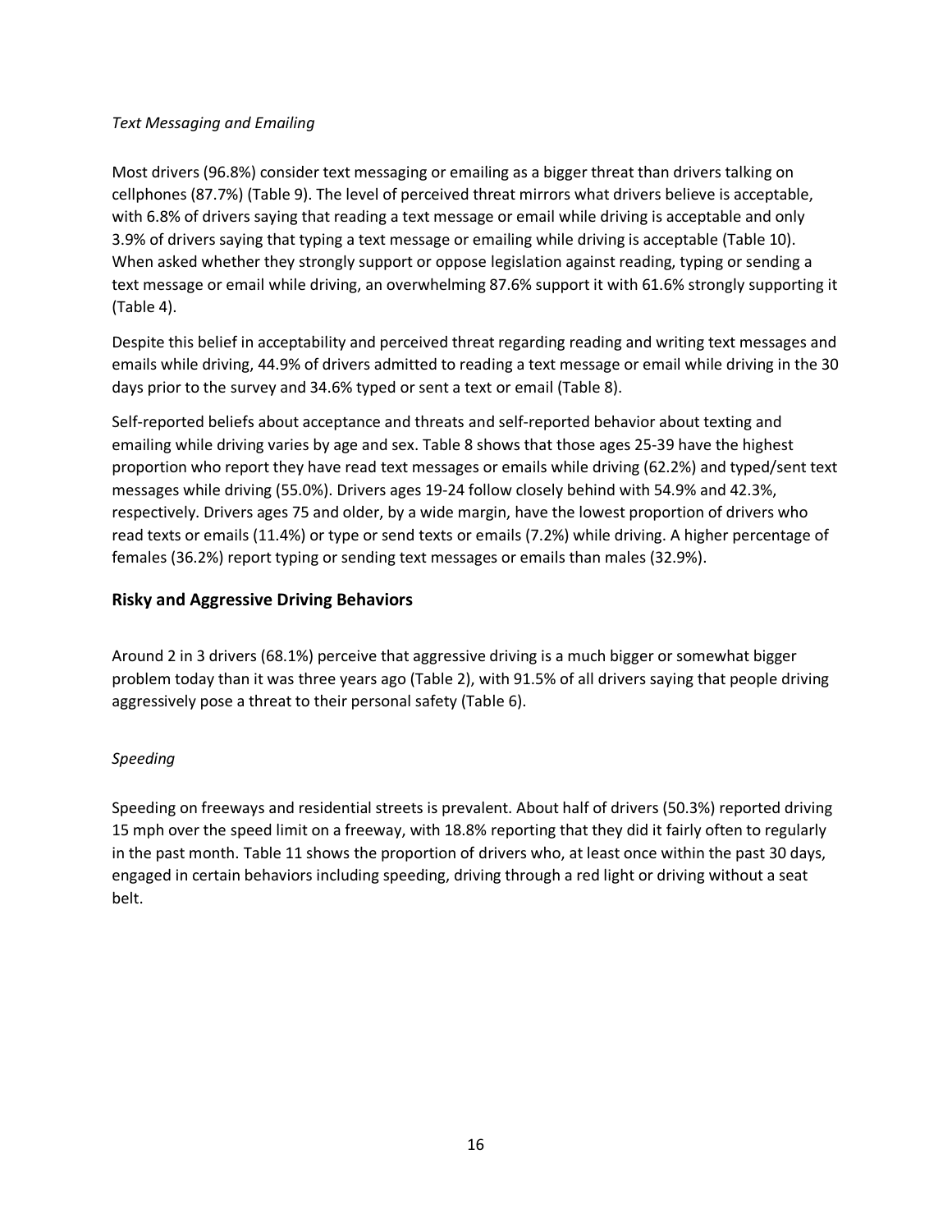*Text Messaging and Emailing*

Most drivers (96.8%) consider text messaging or emailing as a bigger threat than drivers talking on cellphones (87.7%) (Table 9). The level of perceived threat mirrors what drivers believe is acceptable, with 6.8% of drivers saying that reading a text message or email while driving is acceptable and only 3.9% of drivers saying that typing a text message or emailing while driving is acceptable (Table 10). When asked whether they strongly support or oppose legislation against reading, typing or sending a text message or email while driving, an overwhelming 87.6% support it with 61.6% strongly supporting it (Table 4).

Despite this belief in acceptability and perceived threat regarding reading and writing text messages and emails while driving, 44.9% of drivers admitted to reading a text message or email while driving in the 30 days prior to the survey and 34.6% typed or sent a text or email (Table 8).

Self-reported beliefs about acceptance and threats and self-reported behavior about texting and emailing while driving varies by age and sex. Table 8 shows that those ages 25-39 have the highest proportion who report they have read text messages or emails while driving (62.2%) and typed/sent text messages while driving (55.0%). Drivers ages 19-24 follow closely behind with 54.9% and 42.3%, respectively. Drivers ages 75 and older, by a wide margin, have the lowest proportion of drivers who read texts or emails (11.4%) or type or send texts or emails (7.2%) while driving. A higher percentage of females (36.2%) report typing or sending text messages or emails than males (32.9%).

## Risky and Aggressive Driving Behaviors

Around 2 in 3 drivers (68.1%) perceive that aggressive driving is a much bigger or somewhat bigger problem today than it was three years ago (Table 2), with 91.5% of all drivers saying that people driving aggressively pose a threat to their personal safety (Table 6).

*Speeding*

Speeding on freeways and residential streets is prevalent. About half of drivers (50.3%) reported driving 15 mph over the speed limit on a freeway, with 18.8% reporting that they did it fairly often to regularly in the past month. Table 11 shows the proportion of drivers who, at least once within the past 30 days, engaged in certain behaviors including speeding, driving through a red light or driving without a seat belt.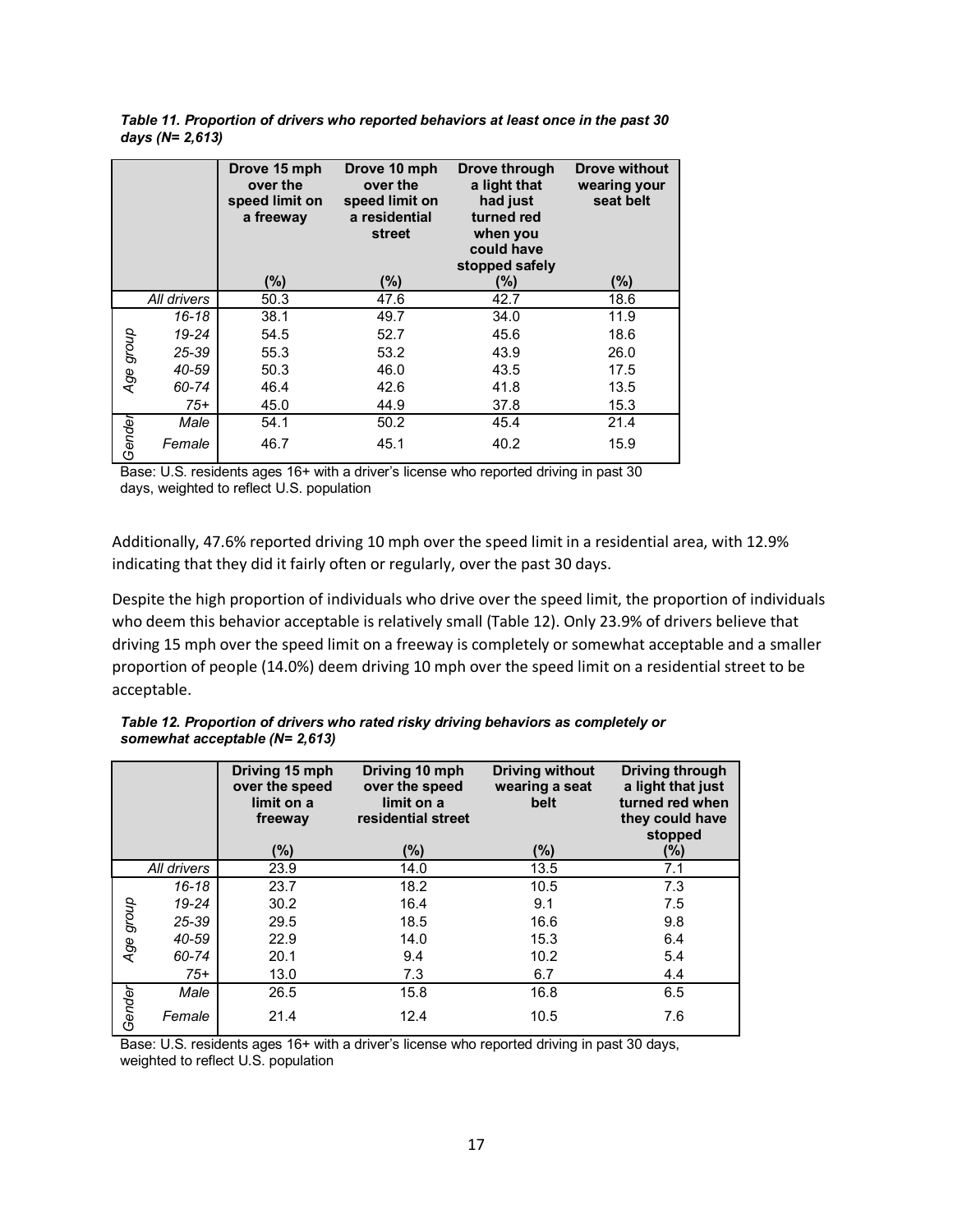*Table 11. Proportion of drivers who reported behaviors at least once in the past 30 days (N= 2,613)*

| | | Drove 15 mph over the speed limit on a freeway (%) | Drove 10 mph over the speed limit on a residential street (%) | Drove through a light that had just turned red when you could have stopped safely (%) | Drove without wearing your seat belt (%) |
|---|---|---|---|---|---|
| | *All drivers* | 50.3 | 47.6 | 42.7 | 18.6 |
| *Age group* | *16-18* | 38.1 | 49.7 | 34.0 | 11.9 |
| | *19-24* | 54.5 | 52.7 | 45.6 | 18.6 |
| | *25-39* | 55.3 | 53.2 | 43.9 | 26.0 |
| | *40-59* | 50.3 | 46.0 | 43.5 | 17.5 |
| | *60-74* | 46.4 | 42.6 | 41.8 | 13.5 |
| | *75+* | 45.0 | 44.9 | 37.8 | 15.3 |
| *Gender* | *Male* | 54.1 | 50.2 | 45.4 | 21.4 |
| | *Female* | 46.7 | 45.1 | 40.2 | 15.9 |

Base: U.S. residents ages 16+ with a driver's license who reported driving in past 30 days, weighted to reflect U.S. population

Additionally, 47.6% reported driving 10 mph over the speed limit in a residential area, with 12.9% indicating that they did it fairly often or regularly, over the past 30 days.

Despite the high proportion of individuals who drive over the speed limit, the proportion of individuals who deem this behavior acceptable is relatively small (Table 12). Only 23.9% of drivers believe that driving 15 mph over the speed limit on a freeway is completely or somewhat acceptable and a smaller proportion of people (14.0%) deem driving 10 mph over the speed limit on a residential street to be acceptable.

*Table 12. Proportion of drivers who rated risky driving behaviors as completely or somewhat acceptable (N= 2,613)*

| | | Driving 15 mph over the speed limit on a freeway (%) | Driving 10 mph over the speed limit on a residential street (%) | Driving without wearing a seat belt (%) | Driving through a light that just turned red when they could have stopped (%) |
|---|---|---|---|---|---|
| | *All drivers* | 23.9 | 14.0 | 13.5 | 7.1 |
| *Age group* | *16-18* | 23.7 | 18.2 | 10.5 | 7.3 |
| | *19-24* | 30.2 | 16.4 | 9.1 | 7.5 |
| | *25-39* | 29.5 | 18.5 | 16.6 | 9.8 |
| | *40-59* | 22.9 | 14.0 | 15.3 | 6.4 |
| | *60-74* | 20.1 | 9.4 | 10.2 | 5.4 |
| | *75+* | 13.0 | 7.3 | 6.7 | 4.4 |
| *Gender* | *Male* | 26.5 | 15.8 | 16.8 | 6.5 |
| | *Female* | 21.4 | 12.4 | 10.5 | 7.6 |

Base: U.S. residents ages 16+ with a driver's license who reported driving in past 30 days, weighted to reflect U.S. population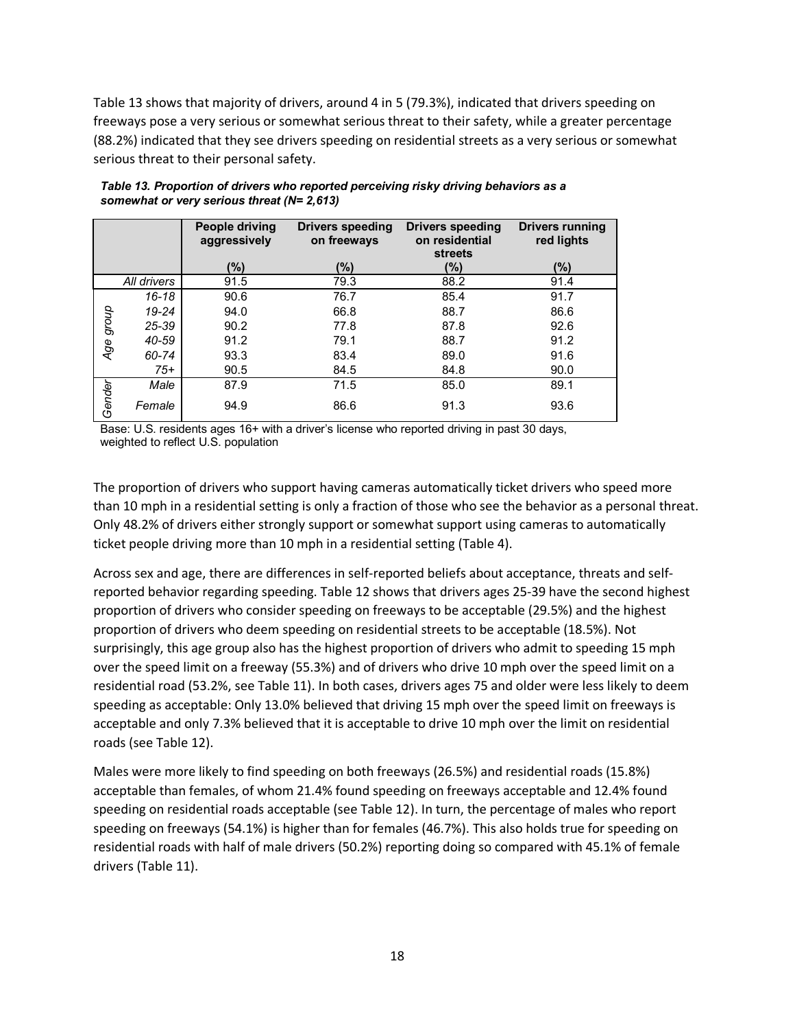Table 13 shows that majority of drivers, around 4 in 5 (79.3%), indicated that drivers speeding on freeways pose a very serious or somewhat serious threat to their safety, while a greater percentage (88.2%) indicated that they see drivers speeding on residential streets as a very serious or somewhat serious threat to their personal safety.

***Table 13. Proportion of drivers who reported perceiving risky driving behaviors as a somewhat or very serious threat (N= 2,613)***

| | | People driving aggressively (%) | Drivers speeding on freeways (%) | Drivers speeding on residential streets (%) | Drivers running red lights (%) |
|---|---|---|---|---|---|
| | *All drivers* | 91.5 | 79.3 | 88.2 | 91.4 |
| *Age group* | *16-18* | 90.6 | 76.7 | 85.4 | 91.7 |
| | *19-24* | 94.0 | 66.8 | 88.7 | 86.6 |
| | *25-39* | 90.2 | 77.8 | 87.8 | 92.6 |
| | *40-59* | 91.2 | 79.1 | 88.7 | 91.2 |
| | *60-74* | 93.3 | 83.4 | 89.0 | 91.6 |
| | *75+* | 90.5 | 84.5 | 84.8 | 90.0 |
| *Gender* | *Male* | 87.9 | 71.5 | 85.0 | 89.1 |
| | *Female* | 94.9 | 86.6 | 91.3 | 93.6 |

Base: U.S. residents ages 16+ with a driver's license who reported driving in past 30 days, weighted to reflect U.S. population

The proportion of drivers who support having cameras automatically ticket drivers who speed more than 10 mph in a residential setting is only a fraction of those who see the behavior as a personal threat. Only 48.2% of drivers either strongly support or somewhat support using cameras to automatically ticket people driving more than 10 mph in a residential setting (Table 4).

Across sex and age, there are differences in self-reported beliefs about acceptance, threats and self-reported behavior regarding speeding. Table 12 shows that drivers ages 25-39 have the second highest proportion of drivers who consider speeding on freeways to be acceptable (29.5%) and the highest proportion of drivers who deem speeding on residential streets to be acceptable (18.5%). Not surprisingly, this age group also has the highest proportion of drivers who admit to speeding 15 mph over the speed limit on a freeway (55.3%) and of drivers who drive 10 mph over the speed limit on a residential road (53.2%, see Table 11). In both cases, drivers ages 75 and older were less likely to deem speeding as acceptable: Only 13.0% believed that driving 15 mph over the speed limit on freeways is acceptable and only 7.3% believed that it is acceptable to drive 10 mph over the limit on residential roads (see Table 12).

Males were more likely to find speeding on both freeways (26.5%) and residential roads (15.8%) acceptable than females, of whom 21.4% found speeding on freeways acceptable and 12.4% found speeding on residential roads acceptable (see Table 12). In turn, the percentage of males who report speeding on freeways (54.1%) is higher than for females (46.7%). This also holds true for speeding on residential roads with half of male drivers (50.2%) reporting doing so compared with 45.1% of female drivers (Table 11).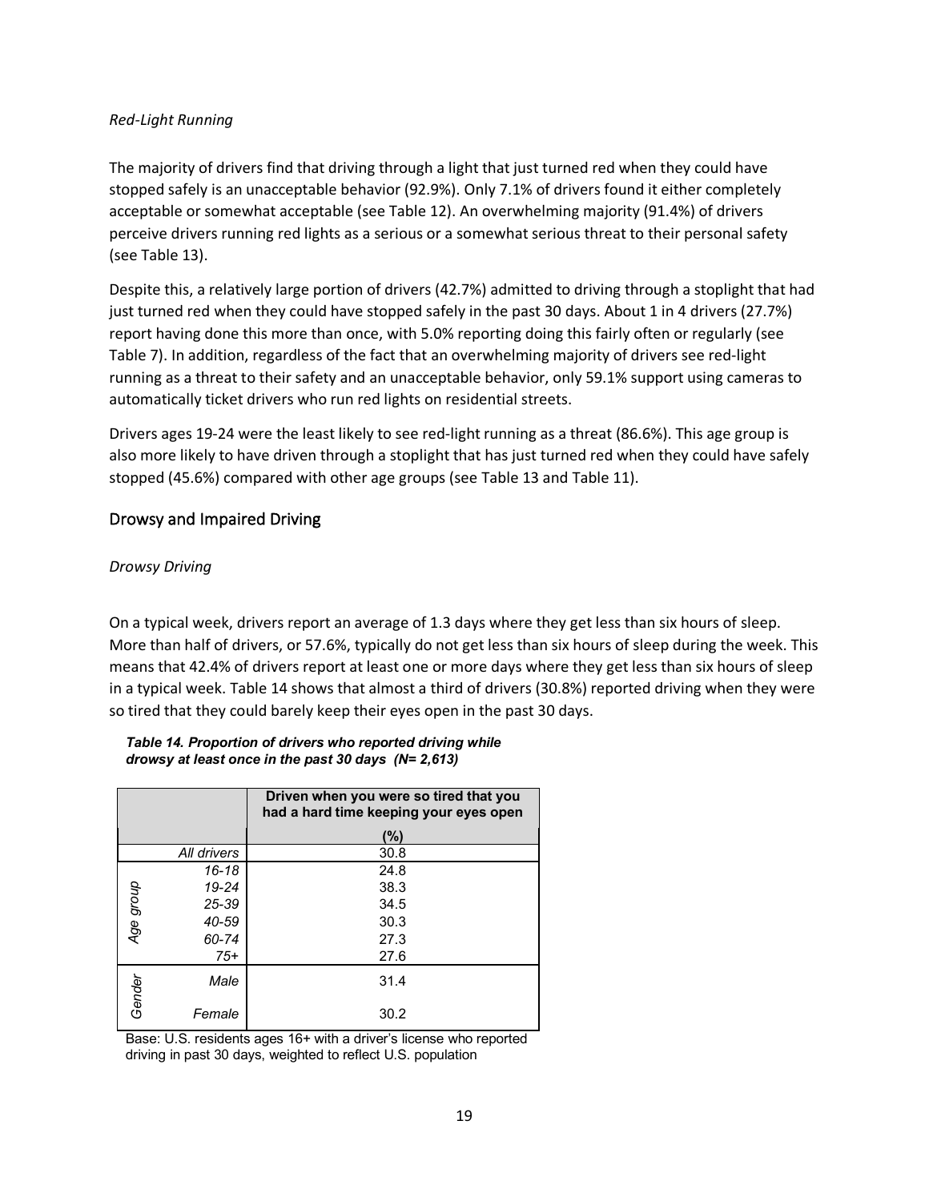*Red-Light Running*

The majority of drivers find that driving through a light that just turned red when they could have stopped safely is an unacceptable behavior (92.9%). Only 7.1% of drivers found it either completely acceptable or somewhat acceptable (see Table 12). An overwhelming majority (91.4%) of drivers perceive drivers running red lights as a serious or a somewhat serious threat to their personal safety (see Table 13).

Despite this, a relatively large portion of drivers (42.7%) admitted to driving through a stoplight that had just turned red when they could have stopped safely in the past 30 days. About 1 in 4 drivers (27.7%) report having done this more than once, with 5.0% reporting doing this fairly often or regularly (see Table 7). In addition, regardless of the fact that an overwhelming majority of drivers see red-light running as a threat to their safety and an unacceptable behavior, only 59.1% support using cameras to automatically ticket drivers who run red lights on residential streets.

Drivers ages 19-24 were the least likely to see red-light running as a threat (86.6%). This age group is also more likely to have driven through a stoplight that has just turned red when they could have safely stopped (45.6%) compared with other age groups (see Table 13 and Table 11).

## Drowsy and Impaired Driving

*Drowsy Driving*

On a typical week, drivers report an average of 1.3 days where they get less than six hours of sleep. More than half of drivers, or 57.6%, typically do not get less than six hours of sleep during the week. This means that 42.4% of drivers report at least one or more days where they get less than six hours of sleep in a typical week. Table 14 shows that almost a third of drivers (30.8%) reported driving when they were so tired that they could barely keep their eyes open in the past 30 days.

***Table 14. Proportion of drivers who reported driving while drowsy at least once in the past 30 days (N= 2,613)***

| | | Driven when you were so tired that you had a hard time keeping your eyes open (%) |
|---|---|---|
| | *All drivers* | 30.8 |
| *Age group* | *16-18* | 24.8 |
| | *19-24* | 38.3 |
| | *25-39* | 34.5 |
| | *40-59* | 30.3 |
| | *60-74* | 27.3 |
| | *75+* | 27.6 |
| *Gender* | *Male* | 31.4 |
| | *Female* | 30.2 |

Base: U.S. residents ages 16+ with a driver's license who reported driving in past 30 days, weighted to reflect U.S. population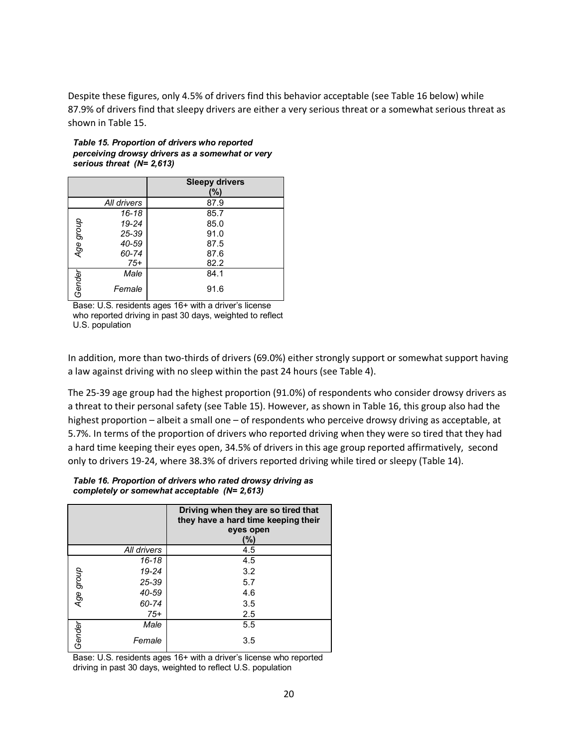Despite these figures, only 4.5% of drivers find this behavior acceptable (see Table 16 below) while 87.9% of drivers find that sleepy drivers are either a very serious threat or a somewhat serious threat as shown in Table 15.

***Table 15. Proportion of drivers who reported perceiving drowsy drivers as a somewhat or very serious threat (N= 2,613)***

| | | Sleepy drivers (%) |
|---|---|---|
| | *All drivers* | 87.9 |
| *Age group* | *16-18* | 85.7 |
| | *19-24* | 85.0 |
| | *25-39* | 91.0 |
| | *40-59* | 87.5 |
| | *60-74* | 87.6 |
| | *75+* | 82.2 |
| *Gender* | *Male* | 84.1 |
| | *Female* | 91.6 |

Base: U.S. residents ages 16+ with a driver's license who reported driving in past 30 days, weighted to reflect U.S. population

In addition, more than two-thirds of drivers (69.0%) either strongly support or somewhat support having a law against driving with no sleep within the past 24 hours (see Table 4).

The 25-39 age group had the highest proportion (91.0%) of respondents who consider drowsy drivers as a threat to their personal safety (see Table 15). However, as shown in Table 16, this group also had the highest proportion – albeit a small one – of respondents who perceive drowsy driving as acceptable, at 5.7%. In terms of the proportion of drivers who reported driving when they were so tired that they had a hard time keeping their eyes open, 34.5% of drivers in this age group reported affirmatively, second only to drivers 19-24, where 38.3% of drivers reported driving while tired or sleepy (Table 14).

***Table 16. Proportion of drivers who rated drowsy driving as completely or somewhat acceptable (N= 2,613)***

| | | Driving when they are so tired that they have a hard time keeping their eyes open (%) |
|---|---|---|
| | *All drivers* | 4.5 |
| *Age group* | *16-18* | 4.5 |
| | *19-24* | 3.2 |
| | *25-39* | 5.7 |
| | *40-59* | 4.6 |
| | *60-74* | 3.5 |
| | *75+* | 2.5 |
| *Gender* | *Male* | 5.5 |
| | *Female* | 3.5 |

Base: U.S. residents ages 16+ with a driver's license who reported driving in past 30 days, weighted to reflect U.S. population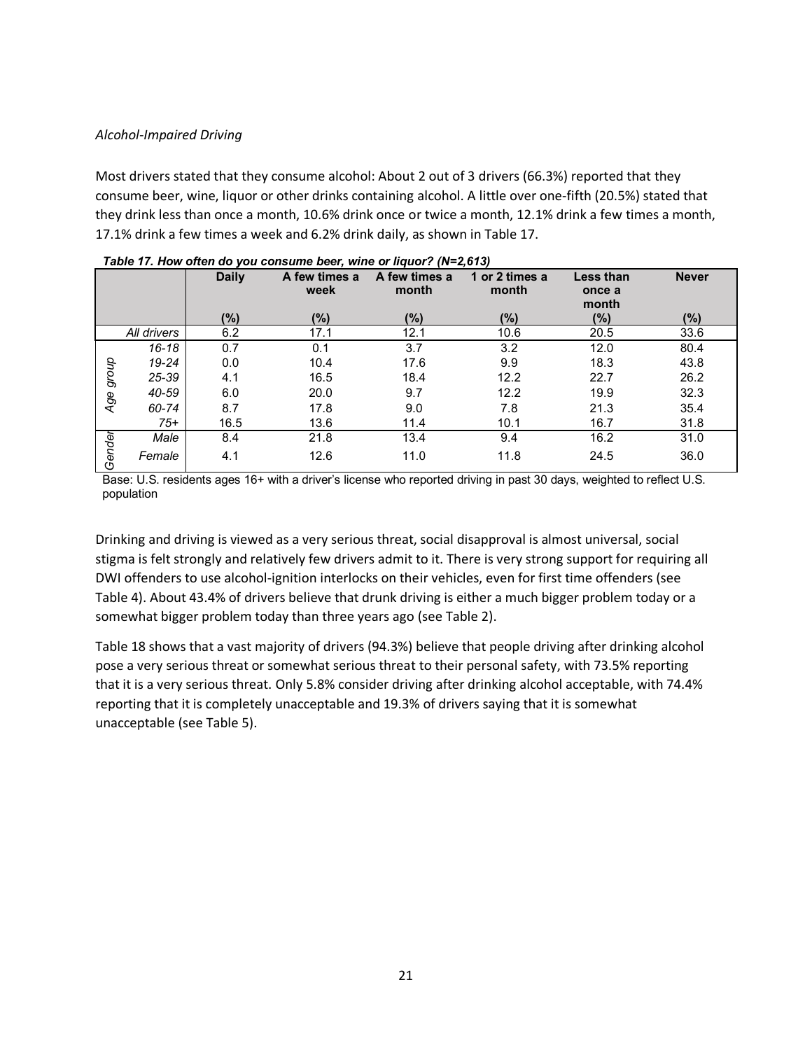*Alcohol-Impaired Driving*

Most drivers stated that they consume alcohol: About 2 out of 3 drivers (66.3%) reported that they consume beer, wine, liquor or other drinks containing alcohol. A little over one-fifth (20.5%) stated that they drink less than once a month, 10.6% drink once or twice a month, 12.1% drink a few times a month, 17.1% drink a few times a week and 6.2% drink daily, as shown in Table 17.

*Table 17. How often do you consume beer, wine or liquor? (N=2,613)*

| | | Daily (%) | A few times a week (%) | A few times a month (%) | 1 or 2 times a month (%) | Less than once a month (%) | Never (%) |
|---|---|---|---|---|---|---|---|
| | *All drivers* | 6.2 | 17.1 | 12.1 | 10.6 | 20.5 | 33.6 |
| *Age group* | *16-18* | 0.7 | 0.1 | 3.7 | 3.2 | 12.0 | 80.4 |
| | *19-24* | 0.0 | 10.4 | 17.6 | 9.9 | 18.3 | 43.8 |
| | *25-39* | 4.1 | 16.5 | 18.4 | 12.2 | 22.7 | 26.2 |
| | *40-59* | 6.0 | 20.0 | 9.7 | 12.2 | 19.9 | 32.3 |
| | *60-74* | 8.7 | 17.8 | 9.0 | 7.8 | 21.3 | 35.4 |
| | *75+* | 16.5 | 13.6 | 11.4 | 10.1 | 16.7 | 31.8 |
| *Gender* | *Male* | 8.4 | 21.8 | 13.4 | 9.4 | 16.2 | 31.0 |
| | *Female* | 4.1 | 12.6 | 11.0 | 11.8 | 24.5 | 36.0 |

Base: U.S. residents ages 16+ with a driver's license who reported driving in past 30 days, weighted to reflect U.S. population

Drinking and driving is viewed as a very serious threat, social disapproval is almost universal, social stigma is felt strongly and relatively few drivers admit to it. There is very strong support for requiring all DWI offenders to use alcohol-ignition interlocks on their vehicles, even for first time offenders (see Table 4). About 43.4% of drivers believe that drunk driving is either a much bigger problem today or a somewhat bigger problem today than three years ago (see Table 2).

Table 18 shows that a vast majority of drivers (94.3%) believe that people driving after drinking alcohol pose a very serious threat or somewhat serious threat to their personal safety, with 73.5% reporting that it is a very serious threat. Only 5.8% consider driving after drinking alcohol acceptable, with 74.4% reporting that it is completely unacceptable and 19.3% of drivers saying that it is somewhat unacceptable (see Table 5).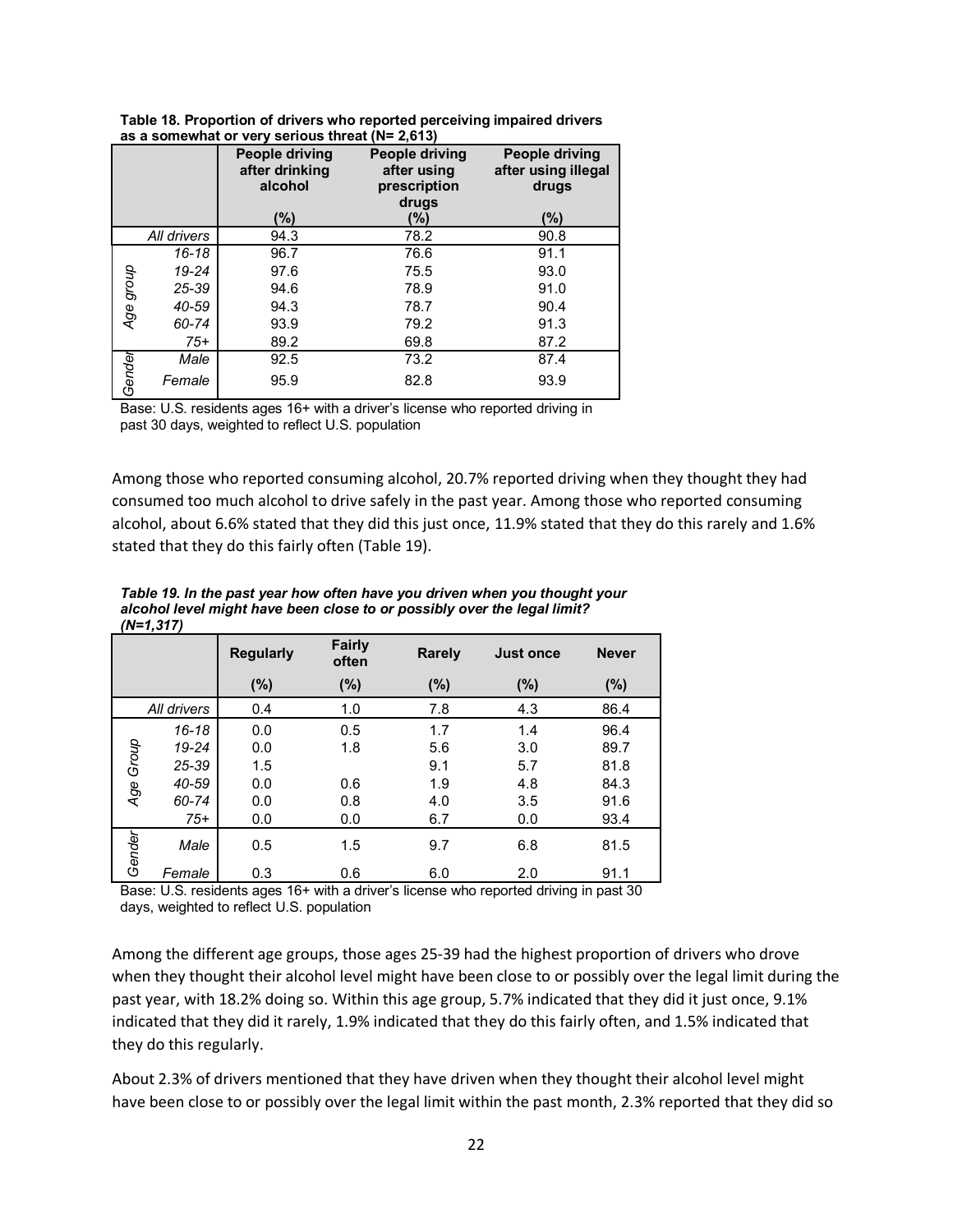**Table 18. Proportion of drivers who reported perceiving impaired drivers as a somewhat or very serious threat (N= 2,613)**

| | | People driving after drinking alcohol | People driving after using prescription drugs | People driving after using illegal drugs |
|---|---|---|---|---|
| | | (%) | (%) | (%) |
| | *All drivers* | 94.3 | 78.2 | 90.8 |
| *Age group* | *16-18* | 96.7 | 76.6 | 91.1 |
| | *19-24* | 97.6 | 75.5 | 93.0 |
| | *25-39* | 94.6 | 78.9 | 91.0 |
| | *40-59* | 94.3 | 78.7 | 90.4 |
| | *60-74* | 93.9 | 79.2 | 91.3 |
| | *75+* | 89.2 | 69.8 | 87.2 |
| *Gender* | *Male* | 92.5 | 73.2 | 87.4 |
| | *Female* | 95.9 | 82.8 | 93.9 |

Base: U.S. residents ages 16+ with a driver's license who reported driving in past 30 days, weighted to reflect U.S. population

Among those who reported consuming alcohol, 20.7% reported driving when they thought they had consumed too much alcohol to drive safely in the past year. Among those who reported consuming alcohol, about 6.6% stated that they did this just once, 11.9% stated that they do this rarely and 1.6% stated that they do this fairly often (Table 19).

***Table 19. In the past year how often have you driven when you thought your alcohol level might have been close to or possibly over the legal limit? (N=1,317)***

| | | Regularly | Fairly often | Rarely | Just once | Never |
|---|---|---|---|---|---|---|
| | | (%) | (%) | (%) | (%) | (%) |
| | *All drivers* | 0.4 | 1.0 | 7.8 | 4.3 | 86.4 |
| *Age Group* | *16-18* | 0.0 | 0.5 | 1.7 | 1.4 | 96.4 |
| | *19-24* | 0.0 | 1.8 | 5.6 | 3.0 | 89.7 |
| | *25-39* | 1.5 | | 9.1 | 5.7 | 81.8 |
| | *40-59* | 0.0 | 0.6 | 1.9 | 4.8 | 84.3 |
| | *60-74* | 0.0 | 0.8 | 4.0 | 3.5 | 91.6 |
| | *75+* | 0.0 | 0.0 | 6.7 | 0.0 | 93.4 |
| *Gender* | *Male* | 0.5 | 1.5 | 9.7 | 6.8 | 81.5 |
| | *Female* | 0.3 | 0.6 | 6.0 | 2.0 | 91.1 |

Base: U.S. residents ages 16+ with a driver's license who reported driving in past 30 days, weighted to reflect U.S. population

Among the different age groups, those ages 25-39 had the highest proportion of drivers who drove when they thought their alcohol level might have been close to or possibly over the legal limit during the past year, with 18.2% doing so. Within this age group, 5.7% indicated that they did it just once, 9.1% indicated that they did it rarely, 1.9% indicated that they do this fairly often, and 1.5% indicated that they do this regularly.

About 2.3% of drivers mentioned that they have driven when they thought their alcohol level might have been close to or possibly over the legal limit within the past month, 2.3% reported that they did so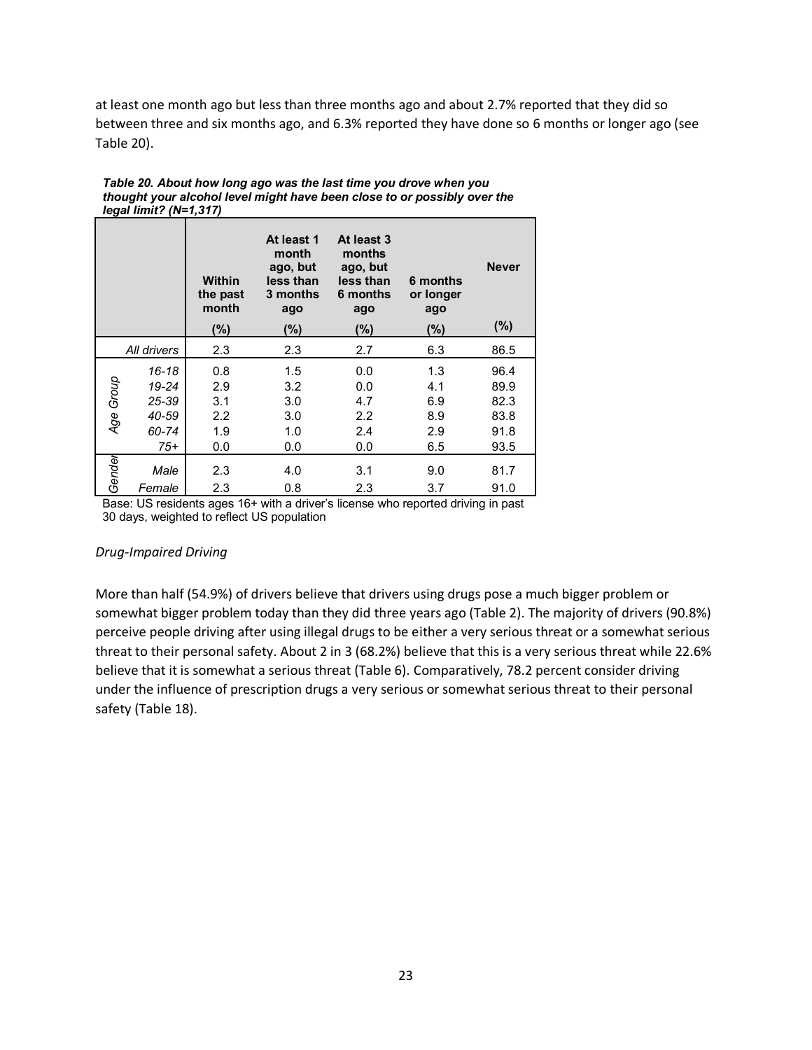at least one month ago but less than three months ago and about 2.7% reported that they did so between three and six months ago, and 6.3% reported they have done so 6 months or longer ago (see Table 20).

***Table 20. About how long ago was the last time you drove when you thought your alcohol level might have been close to or possibly over the legal limit? (N=1,317)***

| | | Within the past month (%) | At least 1 month ago, but less than 3 months ago (%) | At least 3 months ago, but less than 6 months ago (%) | 6 months or longer ago (%) | Never (%) |
|---|---|---|---|---|---|---|
| | *All drivers* | 2.3 | 2.3 | 2.7 | 6.3 | 86.5 |
| *Age Group* | *16-18* | 0.8 | 1.5 | 0.0 | 1.3 | 96.4 |
| | *19-24* | 2.9 | 3.2 | 0.0 | 4.1 | 89.9 |
| | *25-39* | 3.1 | 3.0 | 4.7 | 6.9 | 82.3 |
| | *40-59* | 2.2 | 3.0 | 2.2 | 8.9 | 83.8 |
| | *60-74* | 1.9 | 1.0 | 2.4 | 2.9 | 91.8 |
| | *75+* | 0.0 | 0.0 | 0.0 | 6.5 | 93.5 |
| *Gender* | *Male* | 2.3 | 4.0 | 3.1 | 9.0 | 81.7 |
| | *Female* | 2.3 | 0.8 | 2.3 | 3.7 | 91.0 |

Base: US residents ages 16+ with a driver's license who reported driving in past 30 days, weighted to reflect US population

*Drug-Impaired Driving*

More than half (54.9%) of drivers believe that drivers using drugs pose a much bigger problem or somewhat bigger problem today than they did three years ago (Table 2). The majority of drivers (90.8%) perceive people driving after using illegal drugs to be either a very serious threat or a somewhat serious threat to their personal safety. About 2 in 3 (68.2%) believe that this is a very serious threat while 22.6% believe that it is somewhat a serious threat (Table 6). Comparatively, 78.2 percent consider driving under the influence of prescription drugs a very serious or somewhat serious threat to their personal safety (Table 18).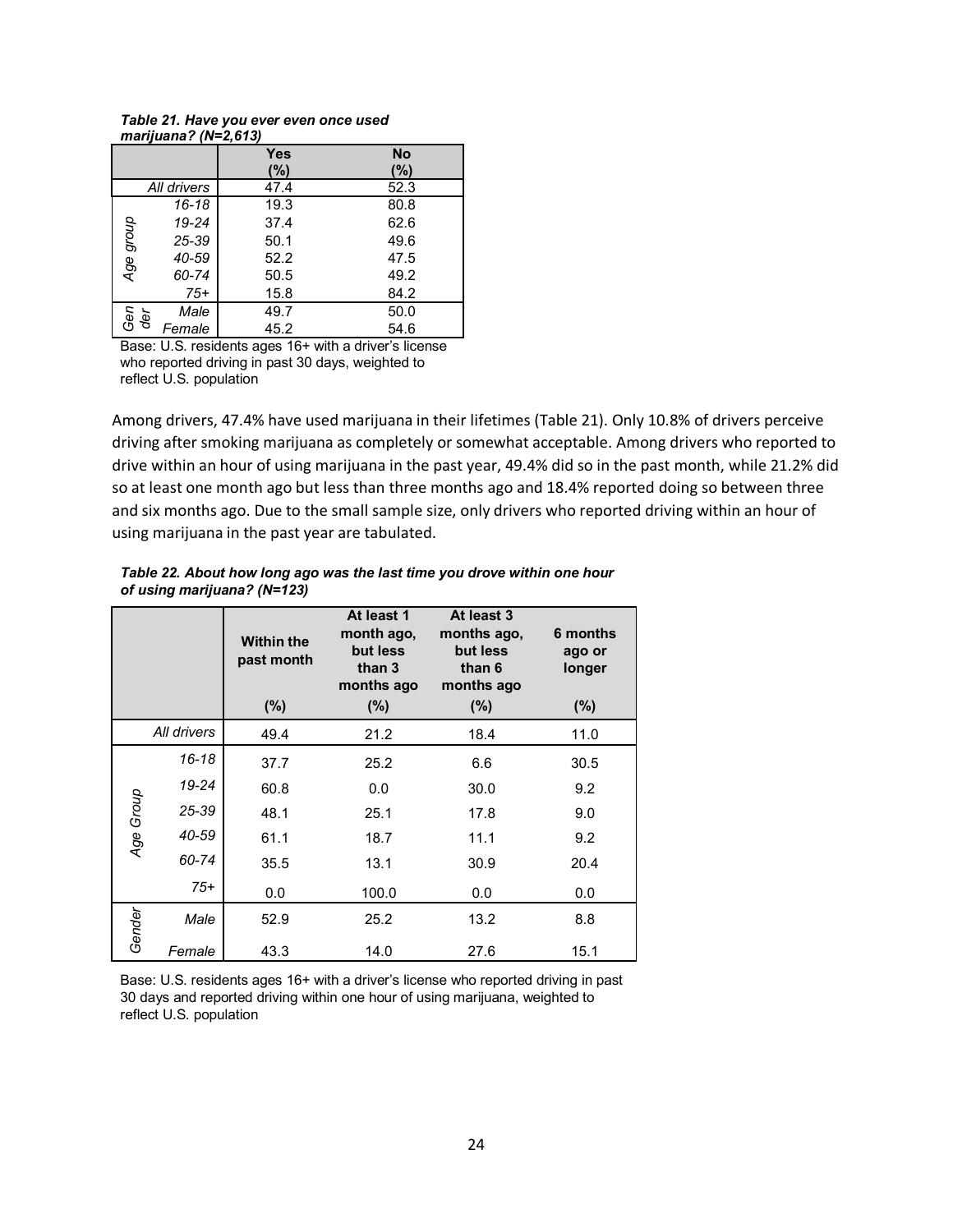***Table 21. Have you ever even once used marijuana? (N=2,613)***

| | | Yes (%) | No (%) |
|---|---|---|---|
| | *All drivers* | 47.4 | 52.3 |
| *Age group* | *16-18* | 19.3 | 80.8 |
| | *19-24* | 37.4 | 62.6 |
| | *25-39* | 50.1 | 49.6 |
| | *40-59* | 52.2 | 47.5 |
| | *60-74* | 50.5 | 49.2 |
| | *75+* | 15.8 | 84.2 |
| *Gender* | *Male* | 49.7 | 50.0 |
| | *Female* | 45.2 | 54.6 |

Base: U.S. residents ages 16+ with a driver's license who reported driving in past 30 days, weighted to reflect U.S. population

Among drivers, 47.4% have used marijuana in their lifetimes (Table 21). Only 10.8% of drivers perceive driving after smoking marijuana as completely or somewhat acceptable. Among drivers who reported to drive within an hour of using marijuana in the past year, 49.4% did so in the past month, while 21.2% did so at least one month ago but less than three months ago and 18.4% reported doing so between three and six months ago. Due to the small sample size, only drivers who reported driving within an hour of using marijuana in the past year are tabulated.

***Table 22. About how long ago was the last time you drove within one hour of using marijuana? (N=123)***

| | | Within the past month (%) | At least 1 month ago, but less than 3 months ago (%) | At least 3 months ago, but less than 6 months ago (%) | 6 months ago or longer (%) |
|---|---|---|---|---|---|
| | *All drivers* | 49.4 | 21.2 | 18.4 | 11.0 |
| *Age Group* | *16-18* | 37.7 | 25.2 | 6.6 | 30.5 |
| | *19-24* | 60.8 | 0.0 | 30.0 | 9.2 |
| | *25-39* | 48.1 | 25.1 | 17.8 | 9.0 |
| | *40-59* | 61.1 | 18.7 | 11.1 | 9.2 |
| | *60-74* | 35.5 | 13.1 | 30.9 | 20.4 |
| | *75+* | 0.0 | 100.0 | 0.0 | 0.0 |
| *Gender* | *Male* | 52.9 | 25.2 | 13.2 | 8.8 |
| | *Female* | 43.3 | 14.0 | 27.6 | 15.1 |

Base: U.S. residents ages 16+ with a driver's license who reported driving in past 30 days and reported driving within one hour of using marijuana, weighted to reflect U.S. population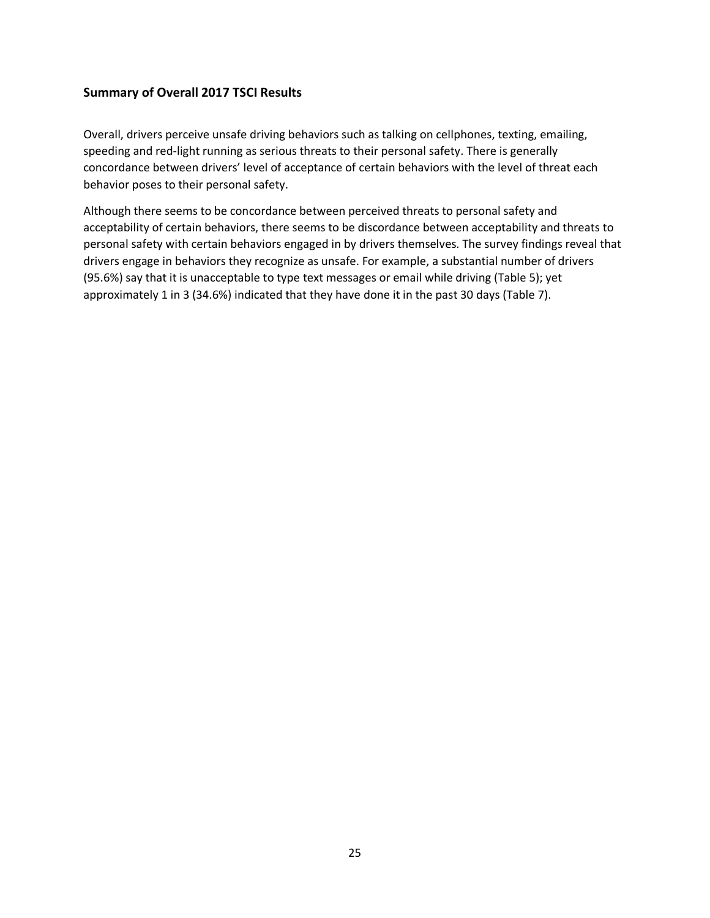## Summary of Overall 2017 TSCI Results

Overall, drivers perceive unsafe driving behaviors such as talking on cellphones, texting, emailing, speeding and red-light running as serious threats to their personal safety. There is generally concordance between drivers' level of acceptance of certain behaviors with the level of threat each behavior poses to their personal safety.

Although there seems to be concordance between perceived threats to personal safety and acceptability of certain behaviors, there seems to be discordance between acceptability and threats to personal safety with certain behaviors engaged in by drivers themselves. The survey findings reveal that drivers engage in behaviors they recognize as unsafe. For example, a substantial number of drivers (95.6%) say that it is unacceptable to type text messages or email while driving (Table 5); yet approximately 1 in 3 (34.6%) indicated that they have done it in the past 30 days (Table 7).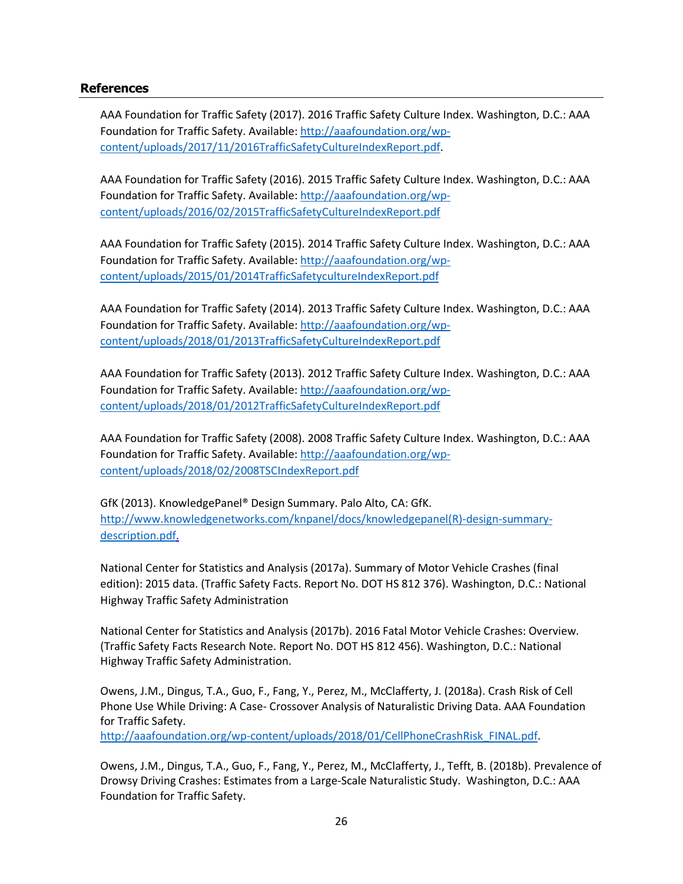## References

AAA Foundation for Traffic Safety (2017). 2016 Traffic Safety Culture Index. Washington, D.C.: AAA Foundation for Traffic Safety. Available: http://aaafoundation.org/wp-content/uploads/2017/11/2016TrafficSafetyCultureIndexReport.pdf.

AAA Foundation for Traffic Safety (2016). 2015 Traffic Safety Culture Index. Washington, D.C.: AAA Foundation for Traffic Safety. Available: http://aaafoundation.org/wp-content/uploads/2016/02/2015TrafficSafetyCultureIndexReport.pdf

AAA Foundation for Traffic Safety (2015). 2014 Traffic Safety Culture Index. Washington, D.C.: AAA Foundation for Traffic Safety. Available: http://aaafoundation.org/wp-content/uploads/2015/01/2014TrafficSafetycultureIndexReport.pdf

AAA Foundation for Traffic Safety (2014). 2013 Traffic Safety Culture Index. Washington, D.C.: AAA Foundation for Traffic Safety. Available: http://aaafoundation.org/wp-content/uploads/2018/01/2013TrafficSafetyCultureIndexReport.pdf

AAA Foundation for Traffic Safety (2013). 2012 Traffic Safety Culture Index. Washington, D.C.: AAA Foundation for Traffic Safety. Available: http://aaafoundation.org/wp-content/uploads/2018/01/2012TrafficSafetyCultureIndexReport.pdf

AAA Foundation for Traffic Safety (2008). 2008 Traffic Safety Culture Index. Washington, D.C.: AAA Foundation for Traffic Safety. Available: http://aaafoundation.org/wp-content/uploads/2018/02/2008TSCIndexReport.pdf

GfK (2013). KnowledgePanel® Design Summary. Palo Alto, CA: GfK. http://www.knowledgenetworks.com/knpanel/docs/knowledgepanel(R)-design-summary-description.pdf.

National Center for Statistics and Analysis (2017a). Summary of Motor Vehicle Crashes (final edition): 2015 data. (Traffic Safety Facts. Report No. DOT HS 812 376). Washington, D.C.: National Highway Traffic Safety Administration

National Center for Statistics and Analysis (2017b). 2016 Fatal Motor Vehicle Crashes: Overview. (Traffic Safety Facts Research Note. Report No. DOT HS 812 456). Washington, D.C.: National Highway Traffic Safety Administration.

Owens, J.M., Dingus, T.A., Guo, F., Fang, Y., Perez, M., McClafferty, J. (2018a). Crash Risk of Cell Phone Use While Driving: A Case- Crossover Analysis of Naturalistic Driving Data. AAA Foundation for Traffic Safety. http://aaafoundation.org/wp-content/uploads/2018/01/CellPhoneCrashRisk_FINAL.pdf.

Owens, J.M., Dingus, T.A., Guo, F., Fang, Y., Perez, M., McClafferty, J., Tefft, B. (2018b). Prevalence of Drowsy Driving Crashes: Estimates from a Large-Scale Naturalistic Study. Washington, D.C.: AAA Foundation for Traffic Safety.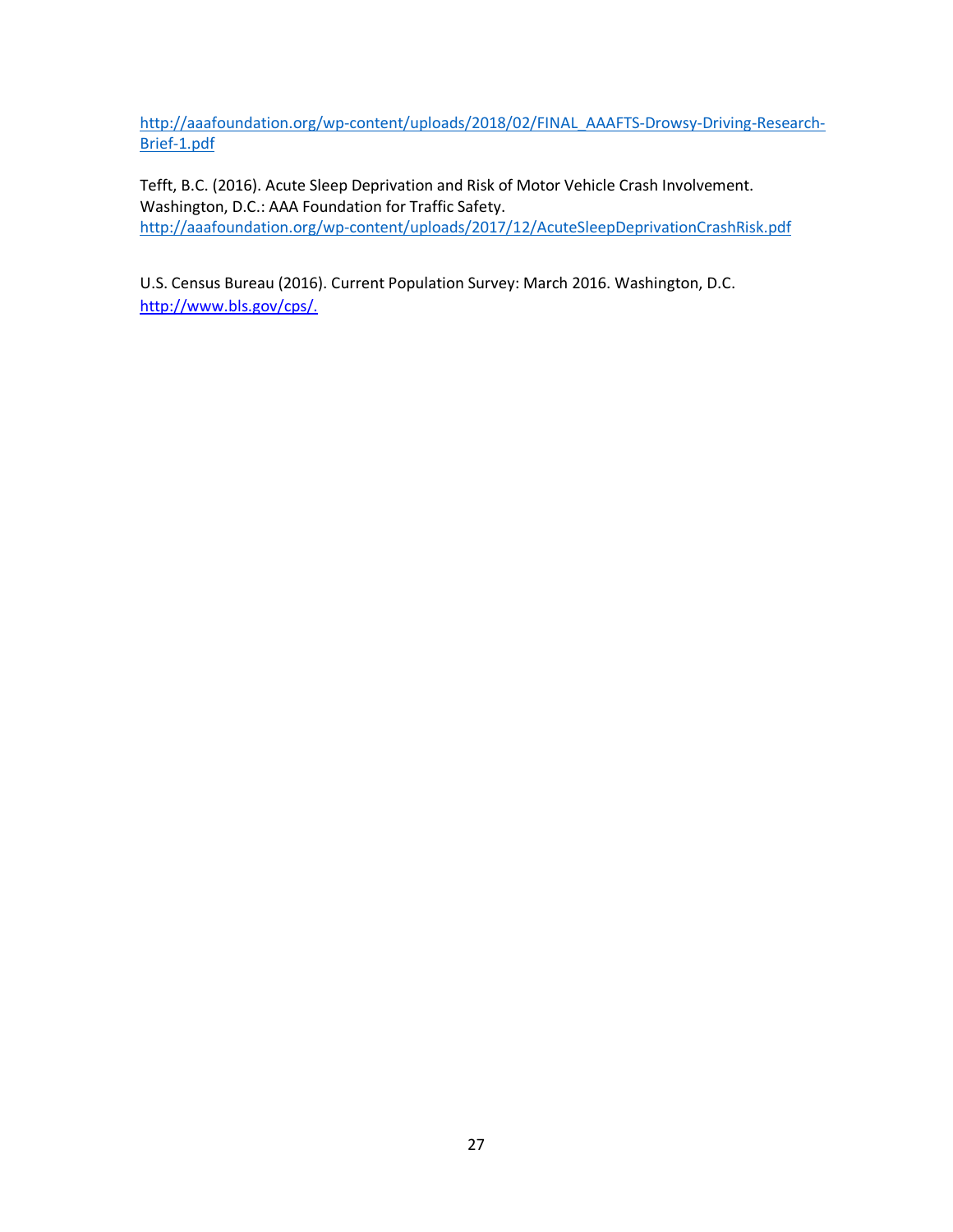http://aaafoundation.org/wp-content/uploads/2018/02/FINAL_AAAFTS-Drowsy-Driving-Research-Brief-1.pdf

Tefft, B.C. (2016). Acute Sleep Deprivation and Risk of Motor Vehicle Crash Involvement. Washington, D.C.: AAA Foundation for Traffic Safety.
http://aaafoundation.org/wp-content/uploads/2017/12/AcuteSleepDeprivationCrashRisk.pdf

U.S. Census Bureau (2016). Current Population Survey: March 2016. Washington, D.C.
http://www.bls.gov/cps/.